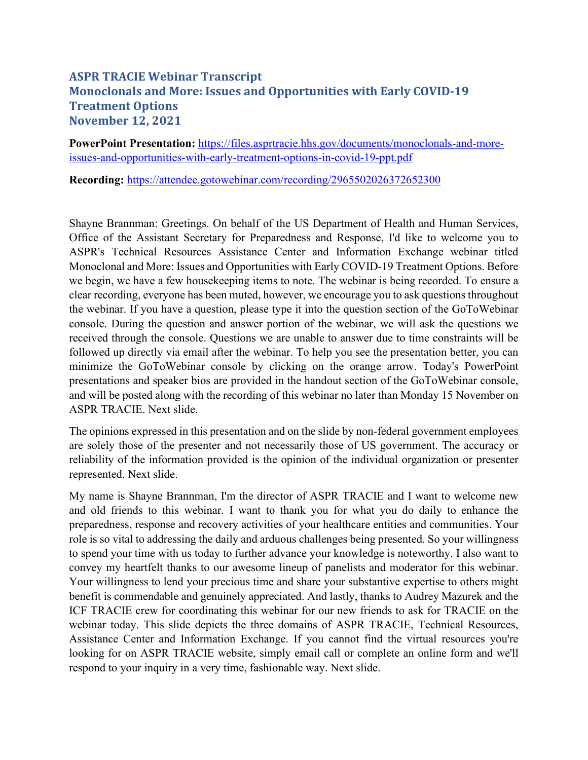# ASPR TRACIE Webinar Transcript
# Monoclonals and More: Issues and Opportunities with Early COVID-19 Treatment Options
# November 12, 2021

**PowerPoint Presentation:** https://files.asprtracie.hhs.gov/documents/monoclonals-and-more-issues-and-opportunities-with-early-treatment-options-in-covid-19-ppt.pdf

**Recording:** https://attendee.gotowebinar.com/recording/2965502026372652300

Shayne Brannman: Greetings. On behalf of the US Department of Health and Human Services, Office of the Assistant Secretary for Preparedness and Response, I'd like to welcome you to ASPR's Technical Resources Assistance Center and Information Exchange webinar titled Monoclonal and More: Issues and Opportunities with Early COVID-19 Treatment Options. Before we begin, we have a few housekeeping items to note. The webinar is being recorded. To ensure a clear recording, everyone has been muted, however, we encourage you to ask questions throughout the webinar. If you have a question, please type it into the question section of the GoToWebinar console. During the question and answer portion of the webinar, we will ask the questions we received through the console. Questions we are unable to answer due to time constraints will be followed up directly via email after the webinar. To help you see the presentation better, you can minimize the GoToWebinar console by clicking on the orange arrow. Today's PowerPoint presentations and speaker bios are provided in the handout section of the GoToWebinar console, and will be posted along with the recording of this webinar no later than Monday 15 November on ASPR TRACIE. Next slide.

The opinions expressed in this presentation and on the slide by non-federal government employees are solely those of the presenter and not necessarily those of US government. The accuracy or reliability of the information provided is the opinion of the individual organization or presenter represented. Next slide.

My name is Shayne Brannman, I'm the director of ASPR TRACIE and I want to welcome new and old friends to this webinar. I want to thank you for what you do daily to enhance the preparedness, response and recovery activities of your healthcare entities and communities. Your role is so vital to addressing the daily and arduous challenges being presented. So your willingness to spend your time with us today to further advance your knowledge is noteworthy. I also want to convey my heartfelt thanks to our awesome lineup of panelists and moderator for this webinar. Your willingness to lend your precious time and share your substantive expertise to others might benefit is commendable and genuinely appreciated. And lastly, thanks to Audrey Mazurek and the ICF TRACIE crew for coordinating this webinar for our new friends to ask for TRACIE on the webinar today. This slide depicts the three domains of ASPR TRACIE, Technical Resources, Assistance Center and Information Exchange. If you cannot find the virtual resources you're looking for on ASPR TRACIE website, simply email call or complete an online form and we'll respond to your inquiry in a very time, fashionable way. Next slide.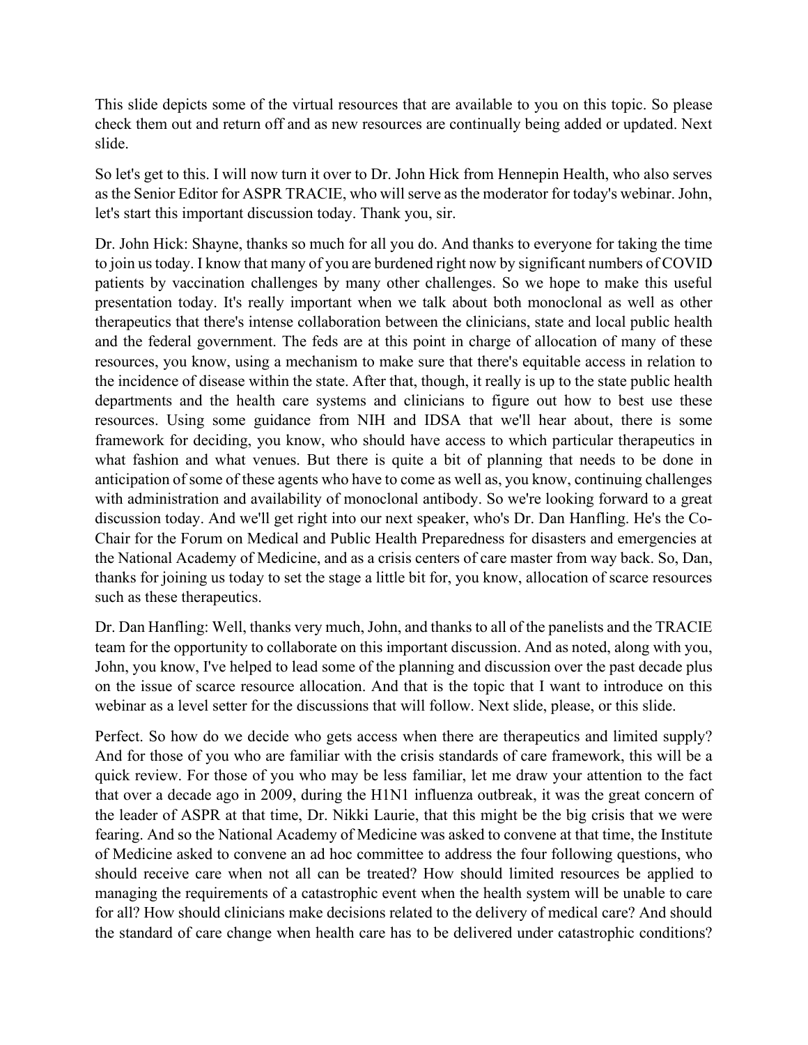This slide depicts some of the virtual resources that are available to you on this topic. So please check them out and return off and as new resources are continually being added or updated. Next slide.

So let's get to this. I will now turn it over to Dr. John Hick from Hennepin Health, who also serves as the Senior Editor for ASPR TRACIE, who will serve as the moderator for today's webinar. John, let's start this important discussion today. Thank you, sir.

Dr. John Hick: Shayne, thanks so much for all you do. And thanks to everyone for taking the time to join us today. I know that many of you are burdened right now by significant numbers of COVID patients by vaccination challenges by many other challenges. So we hope to make this useful presentation today. It's really important when we talk about both monoclonal as well as other therapeutics that there's intense collaboration between the clinicians, state and local public health and the federal government. The feds are at this point in charge of allocation of many of these resources, you know, using a mechanism to make sure that there's equitable access in relation to the incidence of disease within the state. After that, though, it really is up to the state public health departments and the health care systems and clinicians to figure out how to best use these resources. Using some guidance from NIH and IDSA that we'll hear about, there is some framework for deciding, you know, who should have access to which particular therapeutics in what fashion and what venues. But there is quite a bit of planning that needs to be done in anticipation of some of these agents who have to come as well as, you know, continuing challenges with administration and availability of monoclonal antibody. So we're looking forward to a great discussion today. And we'll get right into our next speaker, who's Dr. Dan Hanfling. He's the Co-Chair for the Forum on Medical and Public Health Preparedness for disasters and emergencies at the National Academy of Medicine, and as a crisis centers of care master from way back. So, Dan, thanks for joining us today to set the stage a little bit for, you know, allocation of scarce resources such as these therapeutics.

Dr. Dan Hanfling: Well, thanks very much, John, and thanks to all of the panelists and the TRACIE team for the opportunity to collaborate on this important discussion. And as noted, along with you, John, you know, I've helped to lead some of the planning and discussion over the past decade plus on the issue of scarce resource allocation. And that is the topic that I want to introduce on this webinar as a level setter for the discussions that will follow. Next slide, please, or this slide.

Perfect. So how do we decide who gets access when there are therapeutics and limited supply? And for those of you who are familiar with the crisis standards of care framework, this will be a quick review. For those of you who may be less familiar, let me draw your attention to the fact that over a decade ago in 2009, during the H1N1 influenza outbreak, it was the great concern of the leader of ASPR at that time, Dr. Nikki Laurie, that this might be the big crisis that we were fearing. And so the National Academy of Medicine was asked to convene at that time, the Institute of Medicine asked to convene an ad hoc committee to address the four following questions, who should receive care when not all can be treated? How should limited resources be applied to managing the requirements of a catastrophic event when the health system will be unable to care for all? How should clinicians make decisions related to the delivery of medical care? And should the standard of care change when health care has to be delivered under catastrophic conditions?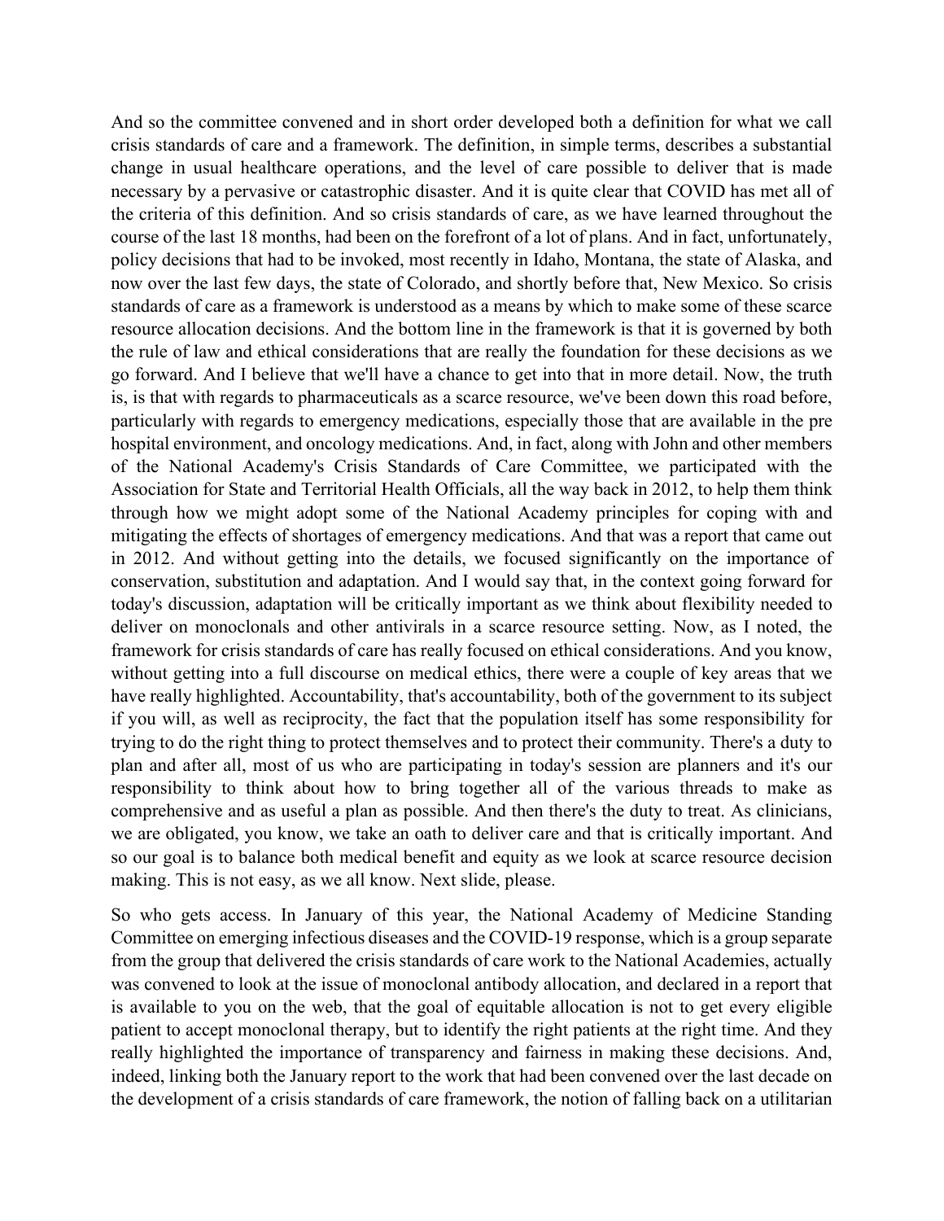And so the committee convened and in short order developed both a definition for what we call crisis standards of care and a framework. The definition, in simple terms, describes a substantial change in usual healthcare operations, and the level of care possible to deliver that is made necessary by a pervasive or catastrophic disaster. And it is quite clear that COVID has met all of the criteria of this definition. And so crisis standards of care, as we have learned throughout the course of the last 18 months, had been on the forefront of a lot of plans. And in fact, unfortunately, policy decisions that had to be invoked, most recently in Idaho, Montana, the state of Alaska, and now over the last few days, the state of Colorado, and shortly before that, New Mexico. So crisis standards of care as a framework is understood as a means by which to make some of these scarce resource allocation decisions. And the bottom line in the framework is that it is governed by both the rule of law and ethical considerations that are really the foundation for these decisions as we go forward. And I believe that we'll have a chance to get into that in more detail. Now, the truth is, is that with regards to pharmaceuticals as a scarce resource, we've been down this road before, particularly with regards to emergency medications, especially those that are available in the pre hospital environment, and oncology medications. And, in fact, along with John and other members of the National Academy's Crisis Standards of Care Committee, we participated with the Association for State and Territorial Health Officials, all the way back in 2012, to help them think through how we might adopt some of the National Academy principles for coping with and mitigating the effects of shortages of emergency medications. And that was a report that came out in 2012. And without getting into the details, we focused significantly on the importance of conservation, substitution and adaptation. And I would say that, in the context going forward for today's discussion, adaptation will be critically important as we think about flexibility needed to deliver on monoclonals and other antivirals in a scarce resource setting. Now, as I noted, the framework for crisis standards of care has really focused on ethical considerations. And you know, without getting into a full discourse on medical ethics, there were a couple of key areas that we have really highlighted. Accountability, that's accountability, both of the government to its subject if you will, as well as reciprocity, the fact that the population itself has some responsibility for trying to do the right thing to protect themselves and to protect their community. There's a duty to plan and after all, most of us who are participating in today's session are planners and it's our responsibility to think about how to bring together all of the various threads to make as comprehensive and as useful a plan as possible. And then there's the duty to treat. As clinicians, we are obligated, you know, we take an oath to deliver care and that is critically important. And so our goal is to balance both medical benefit and equity as we look at scarce resource decision making. This is not easy, as we all know. Next slide, please.

So who gets access. In January of this year, the National Academy of Medicine Standing Committee on emerging infectious diseases and the COVID-19 response, which is a group separate from the group that delivered the crisis standards of care work to the National Academies, actually was convened to look at the issue of monoclonal antibody allocation, and declared in a report that is available to you on the web, that the goal of equitable allocation is not to get every eligible patient to accept monoclonal therapy, but to identify the right patients at the right time. And they really highlighted the importance of transparency and fairness in making these decisions. And, indeed, linking both the January report to the work that had been convened over the last decade on the development of a crisis standards of care framework, the notion of falling back on a utilitarian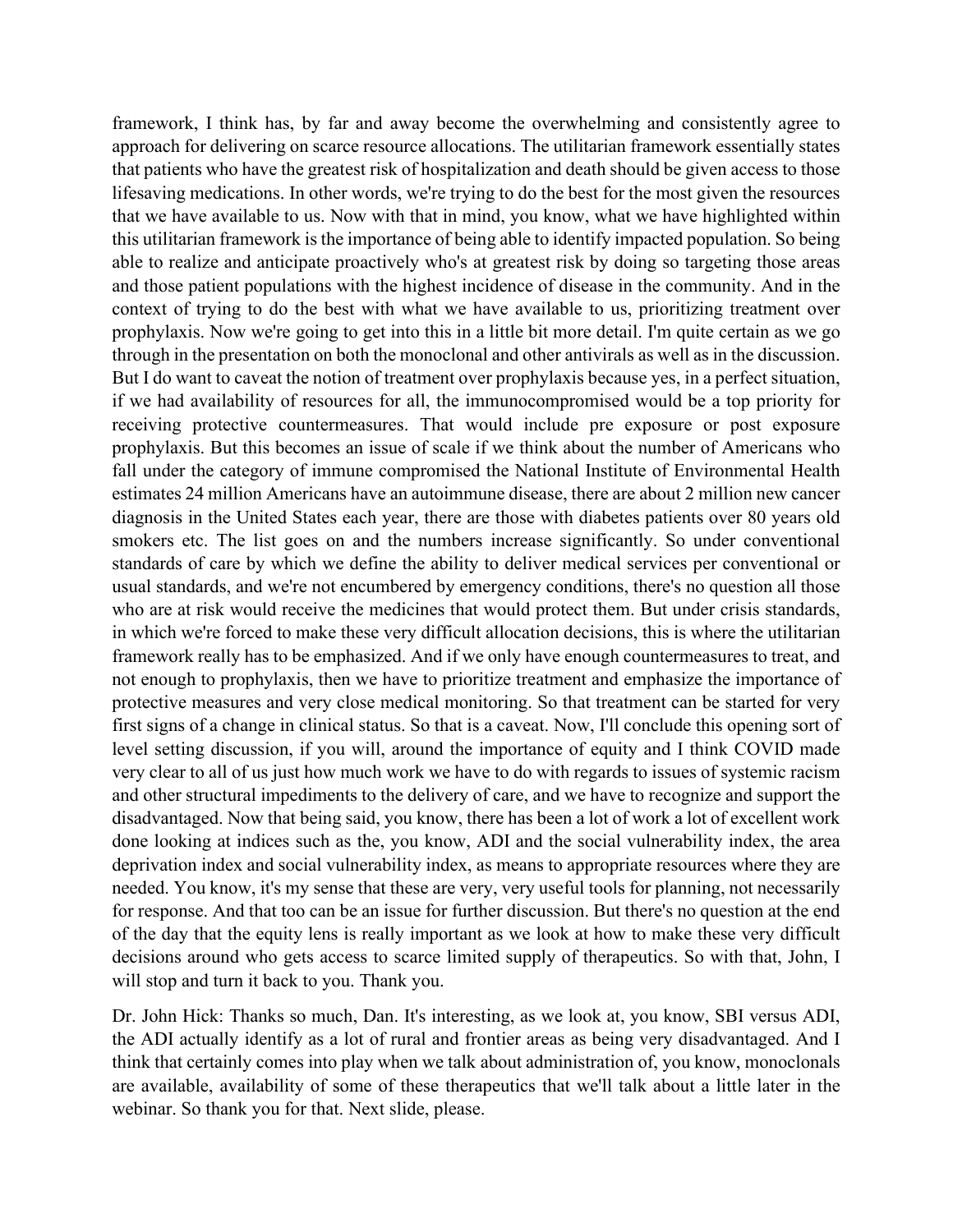framework, I think has, by far and away become the overwhelming and consistently agree to approach for delivering on scarce resource allocations. The utilitarian framework essentially states that patients who have the greatest risk of hospitalization and death should be given access to those lifesaving medications. In other words, we're trying to do the best for the most given the resources that we have available to us. Now with that in mind, you know, what we have highlighted within this utilitarian framework is the importance of being able to identify impacted population. So being able to realize and anticipate proactively who's at greatest risk by doing so targeting those areas and those patient populations with the highest incidence of disease in the community. And in the context of trying to do the best with what we have available to us, prioritizing treatment over prophylaxis. Now we're going to get into this in a little bit more detail. I'm quite certain as we go through in the presentation on both the monoclonal and other antivirals as well as in the discussion. But I do want to caveat the notion of treatment over prophylaxis because yes, in a perfect situation, if we had availability of resources for all, the immunocompromised would be a top priority for receiving protective countermeasures. That would include pre exposure or post exposure prophylaxis. But this becomes an issue of scale if we think about the number of Americans who fall under the category of immune compromised the National Institute of Environmental Health estimates 24 million Americans have an autoimmune disease, there are about 2 million new cancer diagnosis in the United States each year, there are those with diabetes patients over 80 years old smokers etc. The list goes on and the numbers increase significantly. So under conventional standards of care by which we define the ability to deliver medical services per conventional or usual standards, and we're not encumbered by emergency conditions, there's no question all those who are at risk would receive the medicines that would protect them. But under crisis standards, in which we're forced to make these very difficult allocation decisions, this is where the utilitarian framework really has to be emphasized. And if we only have enough countermeasures to treat, and not enough to prophylaxis, then we have to prioritize treatment and emphasize the importance of protective measures and very close medical monitoring. So that treatment can be started for very first signs of a change in clinical status. So that is a caveat. Now, I'll conclude this opening sort of level setting discussion, if you will, around the importance of equity and I think COVID made very clear to all of us just how much work we have to do with regards to issues of systemic racism and other structural impediments to the delivery of care, and we have to recognize and support the disadvantaged. Now that being said, you know, there has been a lot of work a lot of excellent work done looking at indices such as the, you know, ADI and the social vulnerability index, the area deprivation index and social vulnerability index, as means to appropriate resources where they are needed. You know, it's my sense that these are very, very useful tools for planning, not necessarily for response. And that too can be an issue for further discussion. But there's no question at the end of the day that the equity lens is really important as we look at how to make these very difficult decisions around who gets access to scarce limited supply of therapeutics. So with that, John, I will stop and turn it back to you. Thank you.

Dr. John Hick: Thanks so much, Dan. It's interesting, as we look at, you know, SBI versus ADI, the ADI actually identify as a lot of rural and frontier areas as being very disadvantaged. And I think that certainly comes into play when we talk about administration of, you know, monoclonals are available, availability of some of these therapeutics that we'll talk about a little later in the webinar. So thank you for that. Next slide, please.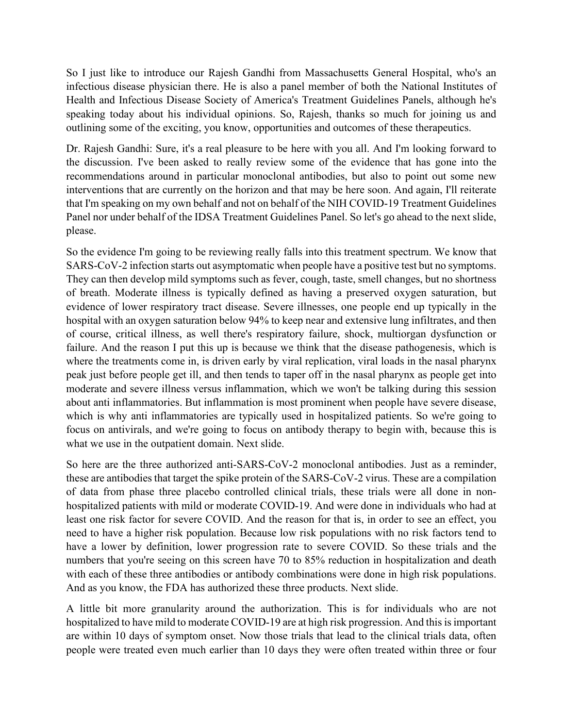So I just like to introduce our Rajesh Gandhi from Massachusetts General Hospital, who's an infectious disease physician there. He is also a panel member of both the National Institutes of Health and Infectious Disease Society of America's Treatment Guidelines Panels, although he's speaking today about his individual opinions. So, Rajesh, thanks so much for joining us and outlining some of the exciting, you know, opportunities and outcomes of these therapeutics.

Dr. Rajesh Gandhi: Sure, it's a real pleasure to be here with you all. And I'm looking forward to the discussion. I've been asked to really review some of the evidence that has gone into the recommendations around in particular monoclonal antibodies, but also to point out some new interventions that are currently on the horizon and that may be here soon. And again, I'll reiterate that I'm speaking on my own behalf and not on behalf of the NIH COVID-19 Treatment Guidelines Panel nor under behalf of the IDSA Treatment Guidelines Panel. So let's go ahead to the next slide, please.

So the evidence I'm going to be reviewing really falls into this treatment spectrum. We know that SARS-CoV-2 infection starts out asymptomatic when people have a positive test but no symptoms. They can then develop mild symptoms such as fever, cough, taste, smell changes, but no shortness of breath. Moderate illness is typically defined as having a preserved oxygen saturation, but evidence of lower respiratory tract disease. Severe illnesses, one people end up typically in the hospital with an oxygen saturation below 94% to keep near and extensive lung infiltrates, and then of course, critical illness, as well there's respiratory failure, shock, multiorgan dysfunction or failure. And the reason I put this up is because we think that the disease pathogenesis, which is where the treatments come in, is driven early by viral replication, viral loads in the nasal pharynx peak just before people get ill, and then tends to taper off in the nasal pharynx as people get into moderate and severe illness versus inflammation, which we won't be talking during this session about anti inflammatories. But inflammation is most prominent when people have severe disease, which is why anti inflammatories are typically used in hospitalized patients. So we're going to focus on antivirals, and we're going to focus on antibody therapy to begin with, because this is what we use in the outpatient domain. Next slide.

So here are the three authorized anti-SARS-CoV-2 monoclonal antibodies. Just as a reminder, these are antibodies that target the spike protein of the SARS-CoV-2 virus. These are a compilation of data from phase three placebo controlled clinical trials, these trials were all done in non-hospitalized patients with mild or moderate COVID-19. And were done in individuals who had at least one risk factor for severe COVID. And the reason for that is, in order to see an effect, you need to have a higher risk population. Because low risk populations with no risk factors tend to have a lower by definition, lower progression rate to severe COVID. So these trials and the numbers that you're seeing on this screen have 70 to 85% reduction in hospitalization and death with each of these three antibodies or antibody combinations were done in high risk populations. And as you know, the FDA has authorized these three products. Next slide.

A little bit more granularity around the authorization. This is for individuals who are not hospitalized to have mild to moderate COVID-19 are at high risk progression. And this is important are within 10 days of symptom onset. Now those trials that lead to the clinical trials data, often people were treated even much earlier than 10 days they were often treated within three or four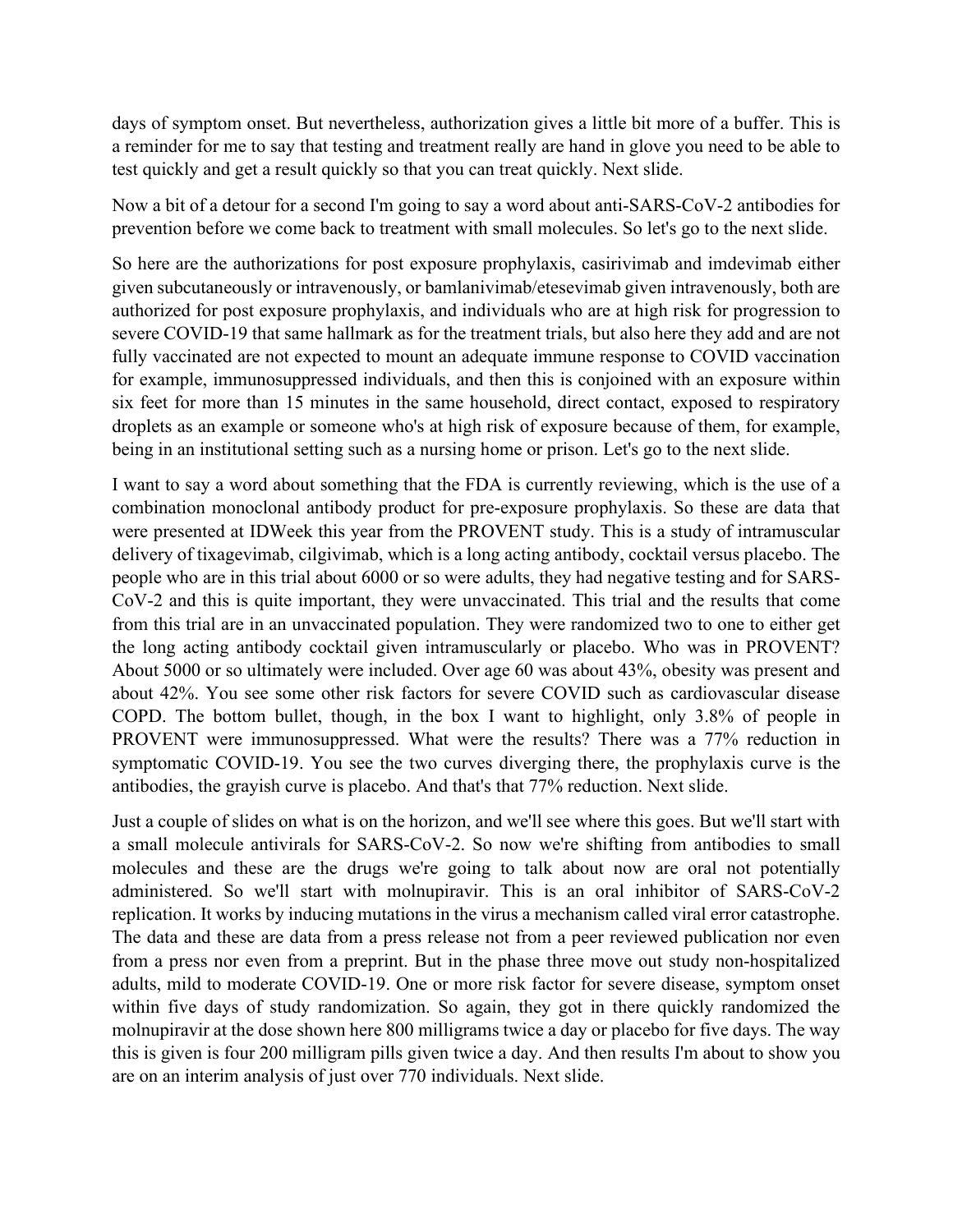days of symptom onset. But nevertheless, authorization gives a little bit more of a buffer. This is a reminder for me to say that testing and treatment really are hand in glove you need to be able to test quickly and get a result quickly so that you can treat quickly. Next slide.

Now a bit of a detour for a second I'm going to say a word about anti-SARS-CoV-2 antibodies for prevention before we come back to treatment with small molecules. So let's go to the next slide.

So here are the authorizations for post exposure prophylaxis, casirivimab and imdevimab either given subcutaneously or intravenously, or bamlanivimab/etesevimab given intravenously, both are authorized for post exposure prophylaxis, and individuals who are at high risk for progression to severe COVID-19 that same hallmark as for the treatment trials, but also here they add and are not fully vaccinated are not expected to mount an adequate immune response to COVID vaccination for example, immunosuppressed individuals, and then this is conjoined with an exposure within six feet for more than 15 minutes in the same household, direct contact, exposed to respiratory droplets as an example or someone who's at high risk of exposure because of them, for example, being in an institutional setting such as a nursing home or prison. Let's go to the next slide.

I want to say a word about something that the FDA is currently reviewing, which is the use of a combination monoclonal antibody product for pre-exposure prophylaxis. So these are data that were presented at IDWeek this year from the PROVENT study. This is a study of intramuscular delivery of tixagevimab, cilgivimab, which is a long acting antibody, cocktail versus placebo. The people who are in this trial about 6000 or so were adults, they had negative testing and for SARS-CoV-2 and this is quite important, they were unvaccinated. This trial and the results that come from this trial are in an unvaccinated population. They were randomized two to one to either get the long acting antibody cocktail given intramuscularly or placebo. Who was in PROVENT? About 5000 or so ultimately were included. Over age 60 was about 43%, obesity was present and about 42%. You see some other risk factors for severe COVID such as cardiovascular disease COPD. The bottom bullet, though, in the box I want to highlight, only 3.8% of people in PROVENT were immunosuppressed. What were the results? There was a 77% reduction in symptomatic COVID-19. You see the two curves diverging there, the prophylaxis curve is the antibodies, the grayish curve is placebo. And that's that 77% reduction. Next slide.

Just a couple of slides on what is on the horizon, and we'll see where this goes. But we'll start with a small molecule antivirals for SARS-CoV-2. So now we're shifting from antibodies to small molecules and these are the drugs we're going to talk about now are oral not potentially administered. So we'll start with molnupiravir. This is an oral inhibitor of SARS-CoV-2 replication. It works by inducing mutations in the virus a mechanism called viral error catastrophe. The data and these are data from a press release not from a peer reviewed publication nor even from a press nor even from a preprint. But in the phase three move out study non-hospitalized adults, mild to moderate COVID-19. One or more risk factor for severe disease, symptom onset within five days of study randomization. So again, they got in there quickly randomized the molnupiravir at the dose shown here 800 milligrams twice a day or placebo for five days. The way this is given is four 200 milligram pills given twice a day. And then results I'm about to show you are on an interim analysis of just over 770 individuals. Next slide.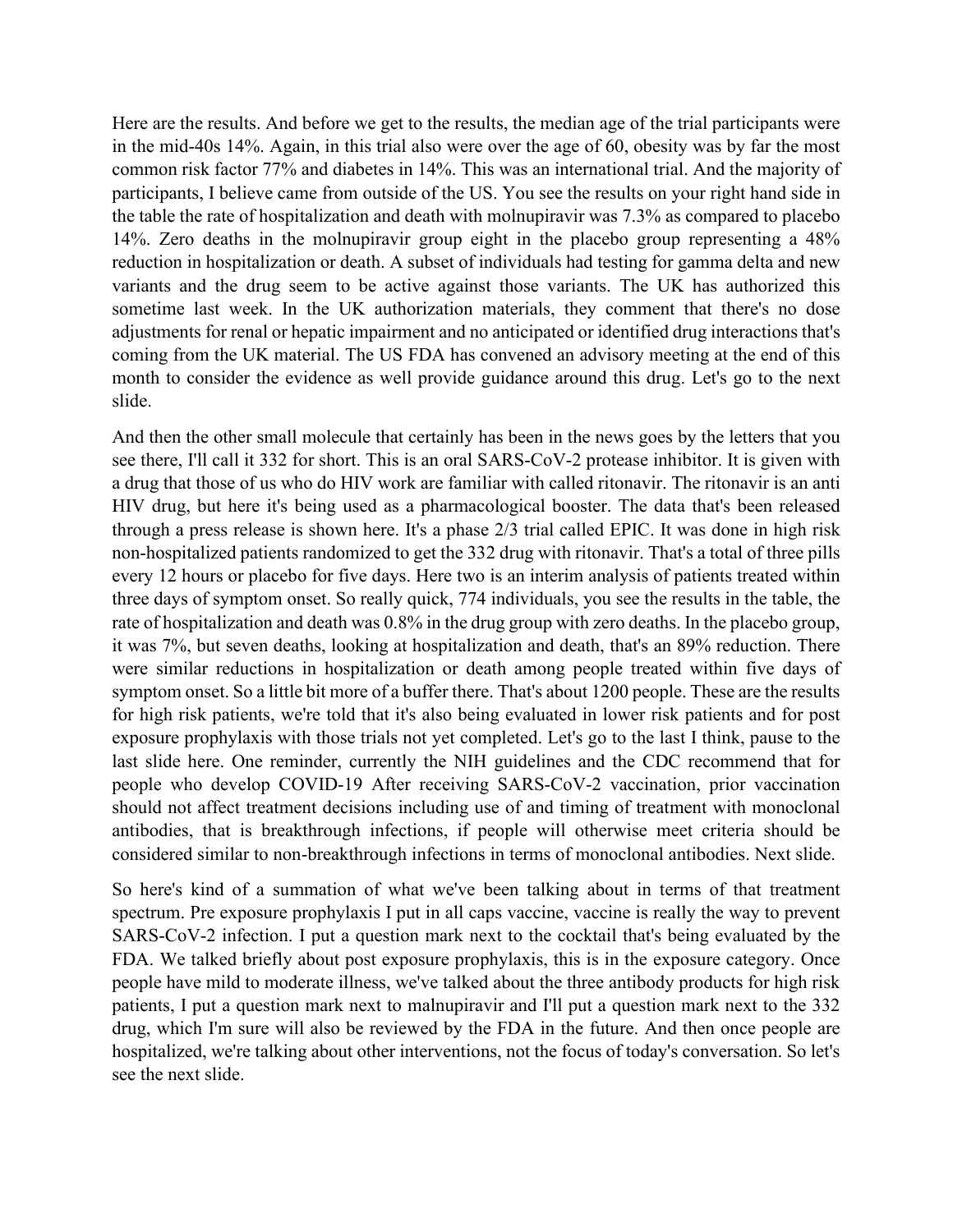Here are the results. And before we get to the results, the median age of the trial participants were in the mid-40s 14%. Again, in this trial also were over the age of 60, obesity was by far the most common risk factor 77% and diabetes in 14%. This was an international trial. And the majority of participants, I believe came from outside of the US. You see the results on your right hand side in the table the rate of hospitalization and death with molnupiravir was 7.3% as compared to placebo 14%. Zero deaths in the molnupiravir group eight in the placebo group representing a 48% reduction in hospitalization or death. A subset of individuals had testing for gamma delta and new variants and the drug seem to be active against those variants. The UK has authorized this sometime last week. In the UK authorization materials, they comment that there's no dose adjustments for renal or hepatic impairment and no anticipated or identified drug interactions that's coming from the UK material. The US FDA has convened an advisory meeting at the end of this month to consider the evidence as well provide guidance around this drug. Let's go to the next slide.

And then the other small molecule that certainly has been in the news goes by the letters that you see there, I'll call it 332 for short. This is an oral SARS-CoV-2 protease inhibitor. It is given with a drug that those of us who do HIV work are familiar with called ritonavir. The ritonavir is an anti HIV drug, but here it's being used as a pharmacological booster. The data that's been released through a press release is shown here. It's a phase 2/3 trial called EPIC. It was done in high risk non-hospitalized patients randomized to get the 332 drug with ritonavir. That's a total of three pills every 12 hours or placebo for five days. Here two is an interim analysis of patients treated within three days of symptom onset. So really quick, 774 individuals, you see the results in the table, the rate of hospitalization and death was 0.8% in the drug group with zero deaths. In the placebo group, it was 7%, but seven deaths, looking at hospitalization and death, that's an 89% reduction. There were similar reductions in hospitalization or death among people treated within five days of symptom onset. So a little bit more of a buffer there. That's about 1200 people. These are the results for high risk patients, we're told that it's also being evaluated in lower risk patients and for post exposure prophylaxis with those trials not yet completed. Let's go to the last I think, pause to the last slide here. One reminder, currently the NIH guidelines and the CDC recommend that for people who develop COVID-19 After receiving SARS-CoV-2 vaccination, prior vaccination should not affect treatment decisions including use of and timing of treatment with monoclonal antibodies, that is breakthrough infections, if people will otherwise meet criteria should be considered similar to non-breakthrough infections in terms of monoclonal antibodies. Next slide.

So here's kind of a summation of what we've been talking about in terms of that treatment spectrum. Pre exposure prophylaxis I put in all caps vaccine, vaccine is really the way to prevent SARS-CoV-2 infection. I put a question mark next to the cocktail that's being evaluated by the FDA. We talked briefly about post exposure prophylaxis, this is in the exposure category. Once people have mild to moderate illness, we've talked about the three antibody products for high risk patients, I put a question mark next to malnupiravir and I'll put a question mark next to the 332 drug, which I'm sure will also be reviewed by the FDA in the future. And then once people are hospitalized, we're talking about other interventions, not the focus of today's conversation. So let's see the next slide.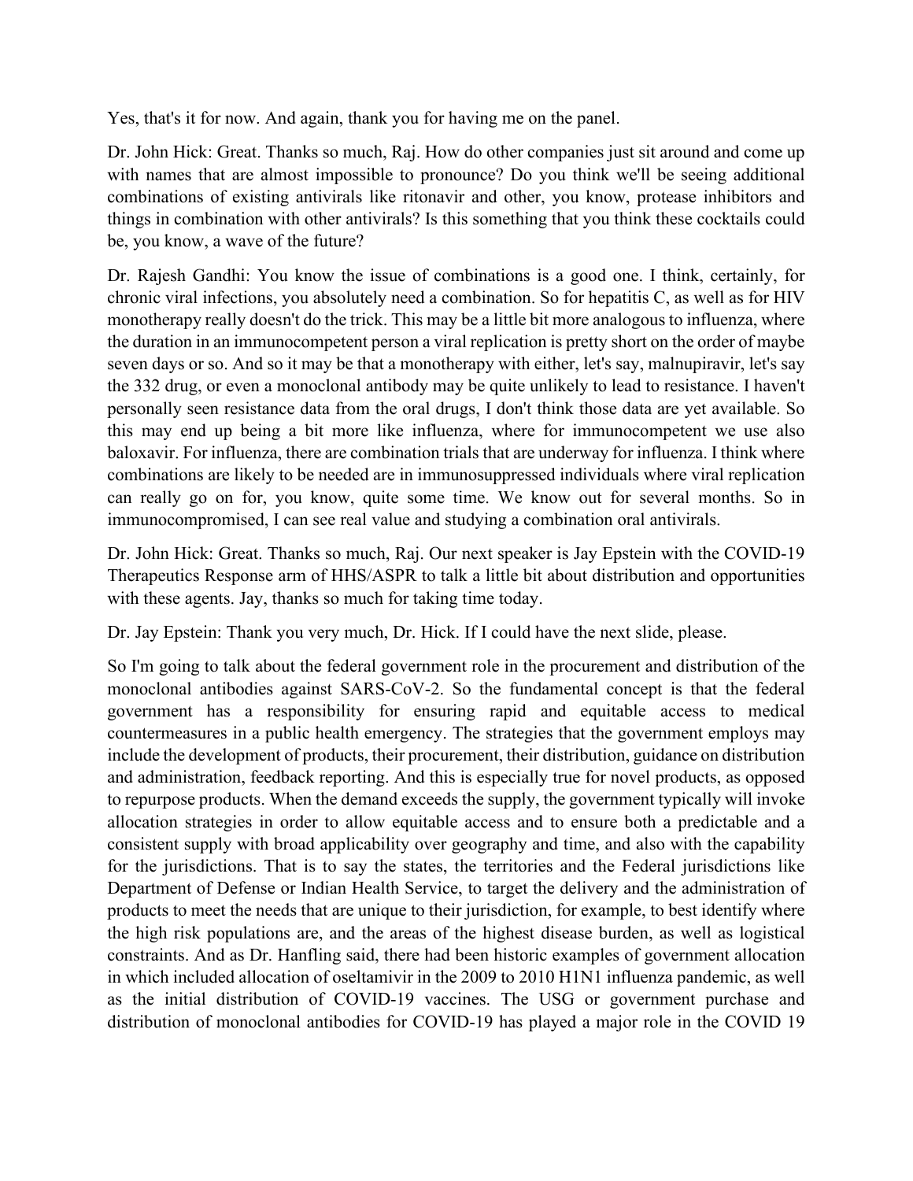Yes, that's it for now. And again, thank you for having me on the panel.

Dr. John Hick: Great. Thanks so much, Raj. How do other companies just sit around and come up with names that are almost impossible to pronounce? Do you think we'll be seeing additional combinations of existing antivirals like ritonavir and other, you know, protease inhibitors and things in combination with other antivirals? Is this something that you think these cocktails could be, you know, a wave of the future?

Dr. Rajesh Gandhi: You know the issue of combinations is a good one. I think, certainly, for chronic viral infections, you absolutely need a combination. So for hepatitis C, as well as for HIV monotherapy really doesn't do the trick. This may be a little bit more analogous to influenza, where the duration in an immunocompetent person a viral replication is pretty short on the order of maybe seven days or so. And so it may be that a monotherapy with either, let's say, malnupiravir, let's say the 332 drug, or even a monoclonal antibody may be quite unlikely to lead to resistance. I haven't personally seen resistance data from the oral drugs, I don't think those data are yet available. So this may end up being a bit more like influenza, where for immunocompetent we use also baloxavir. For influenza, there are combination trials that are underway for influenza. I think where combinations are likely to be needed are in immunosuppressed individuals where viral replication can really go on for, you know, quite some time. We know out for several months. So in immunocompromised, I can see real value and studying a combination oral antivirals.

Dr. John Hick: Great. Thanks so much, Raj. Our next speaker is Jay Epstein with the COVID-19 Therapeutics Response arm of HHS/ASPR to talk a little bit about distribution and opportunities with these agents. Jay, thanks so much for taking time today.

Dr. Jay Epstein: Thank you very much, Dr. Hick. If I could have the next slide, please.

So I'm going to talk about the federal government role in the procurement and distribution of the monoclonal antibodies against SARS-CoV-2. So the fundamental concept is that the federal government has a responsibility for ensuring rapid and equitable access to medical countermeasures in a public health emergency. The strategies that the government employs may include the development of products, their procurement, their distribution, guidance on distribution and administration, feedback reporting. And this is especially true for novel products, as opposed to repurpose products. When the demand exceeds the supply, the government typically will invoke allocation strategies in order to allow equitable access and to ensure both a predictable and a consistent supply with broad applicability over geography and time, and also with the capability for the jurisdictions. That is to say the states, the territories and the Federal jurisdictions like Department of Defense or Indian Health Service, to target the delivery and the administration of products to meet the needs that are unique to their jurisdiction, for example, to best identify where the high risk populations are, and the areas of the highest disease burden, as well as logistical constraints. And as Dr. Hanfling said, there had been historic examples of government allocation in which included allocation of oseltamivir in the 2009 to 2010 H1N1 influenza pandemic, as well as the initial distribution of COVID-19 vaccines. The USG or government purchase and distribution of monoclonal antibodies for COVID-19 has played a major role in the COVID 19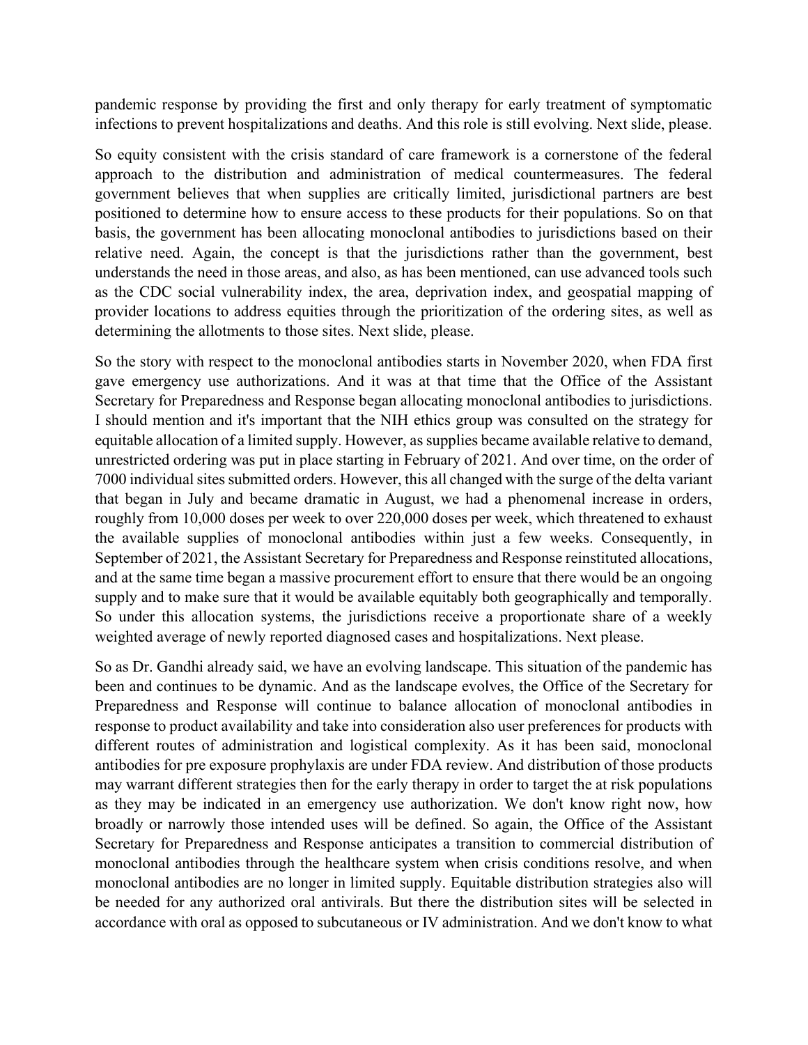pandemic response by providing the first and only therapy for early treatment of symptomatic infections to prevent hospitalizations and deaths. And this role is still evolving. Next slide, please.

So equity consistent with the crisis standard of care framework is a cornerstone of the federal approach to the distribution and administration of medical countermeasures. The federal government believes that when supplies are critically limited, jurisdictional partners are best positioned to determine how to ensure access to these products for their populations. So on that basis, the government has been allocating monoclonal antibodies to jurisdictions based on their relative need. Again, the concept is that the jurisdictions rather than the government, best understands the need in those areas, and also, as has been mentioned, can use advanced tools such as the CDC social vulnerability index, the area, deprivation index, and geospatial mapping of provider locations to address equities through the prioritization of the ordering sites, as well as determining the allotments to those sites. Next slide, please.

So the story with respect to the monoclonal antibodies starts in November 2020, when FDA first gave emergency use authorizations. And it was at that time that the Office of the Assistant Secretary for Preparedness and Response began allocating monoclonal antibodies to jurisdictions. I should mention and it's important that the NIH ethics group was consulted on the strategy for equitable allocation of a limited supply. However, as supplies became available relative to demand, unrestricted ordering was put in place starting in February of 2021. And over time, on the order of 7000 individual sites submitted orders. However, this all changed with the surge of the delta variant that began in July and became dramatic in August, we had a phenomenal increase in orders, roughly from 10,000 doses per week to over 220,000 doses per week, which threatened to exhaust the available supplies of monoclonal antibodies within just a few weeks. Consequently, in September of 2021, the Assistant Secretary for Preparedness and Response reinstituted allocations, and at the same time began a massive procurement effort to ensure that there would be an ongoing supply and to make sure that it would be available equitably both geographically and temporally. So under this allocation systems, the jurisdictions receive a proportionate share of a weekly weighted average of newly reported diagnosed cases and hospitalizations. Next please.

So as Dr. Gandhi already said, we have an evolving landscape. This situation of the pandemic has been and continues to be dynamic. And as the landscape evolves, the Office of the Secretary for Preparedness and Response will continue to balance allocation of monoclonal antibodies in response to product availability and take into consideration also user preferences for products with different routes of administration and logistical complexity. As it has been said, monoclonal antibodies for pre exposure prophylaxis are under FDA review. And distribution of those products may warrant different strategies then for the early therapy in order to target the at risk populations as they may be indicated in an emergency use authorization. We don't know right now, how broadly or narrowly those intended uses will be defined. So again, the Office of the Assistant Secretary for Preparedness and Response anticipates a transition to commercial distribution of monoclonal antibodies through the healthcare system when crisis conditions resolve, and when monoclonal antibodies are no longer in limited supply. Equitable distribution strategies also will be needed for any authorized oral antivirals. But there the distribution sites will be selected in accordance with oral as opposed to subcutaneous or IV administration. And we don't know to what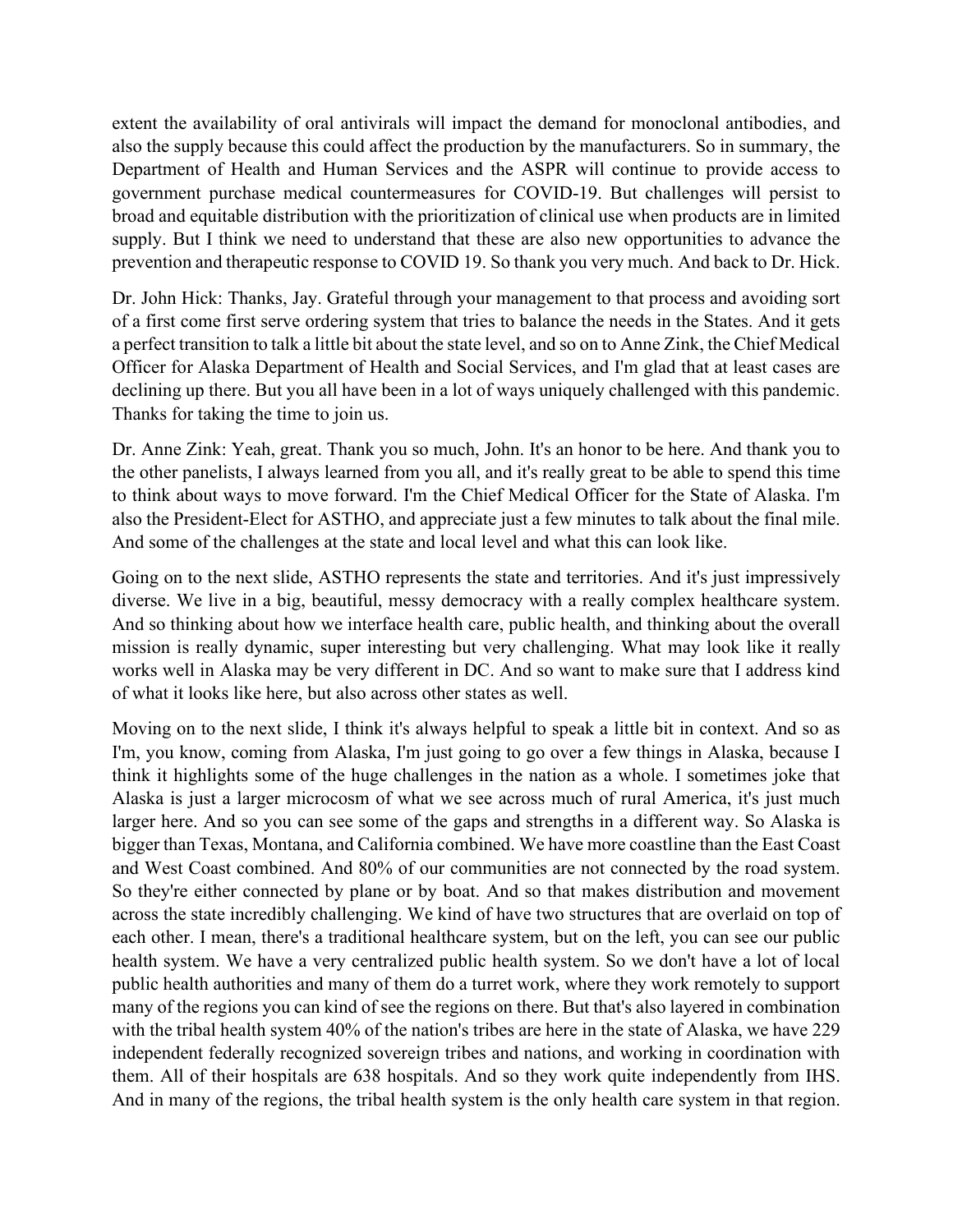extent the availability of oral antivirals will impact the demand for monoclonal antibodies, and also the supply because this could affect the production by the manufacturers. So in summary, the Department of Health and Human Services and the ASPR will continue to provide access to government purchase medical countermeasures for COVID-19. But challenges will persist to broad and equitable distribution with the prioritization of clinical use when products are in limited supply. But I think we need to understand that these are also new opportunities to advance the prevention and therapeutic response to COVID 19. So thank you very much. And back to Dr. Hick.

Dr. John Hick: Thanks, Jay. Grateful through your management to that process and avoiding sort of a first come first serve ordering system that tries to balance the needs in the States. And it gets a perfect transition to talk a little bit about the state level, and so on to Anne Zink, the Chief Medical Officer for Alaska Department of Health and Social Services, and I'm glad that at least cases are declining up there. But you all have been in a lot of ways uniquely challenged with this pandemic. Thanks for taking the time to join us.

Dr. Anne Zink: Yeah, great. Thank you so much, John. It's an honor to be here. And thank you to the other panelists, I always learned from you all, and it's really great to be able to spend this time to think about ways to move forward. I'm the Chief Medical Officer for the State of Alaska. I'm also the President-Elect for ASTHO, and appreciate just a few minutes to talk about the final mile. And some of the challenges at the state and local level and what this can look like.

Going on to the next slide, ASTHO represents the state and territories. And it's just impressively diverse. We live in a big, beautiful, messy democracy with a really complex healthcare system. And so thinking about how we interface health care, public health, and thinking about the overall mission is really dynamic, super interesting but very challenging. What may look like it really works well in Alaska may be very different in DC. And so want to make sure that I address kind of what it looks like here, but also across other states as well.

Moving on to the next slide, I think it's always helpful to speak a little bit in context. And so as I'm, you know, coming from Alaska, I'm just going to go over a few things in Alaska, because I think it highlights some of the huge challenges in the nation as a whole. I sometimes joke that Alaska is just a larger microcosm of what we see across much of rural America, it's just much larger here. And so you can see some of the gaps and strengths in a different way. So Alaska is bigger than Texas, Montana, and California combined. We have more coastline than the East Coast and West Coast combined. And 80% of our communities are not connected by the road system. So they're either connected by plane or by boat. And so that makes distribution and movement across the state incredibly challenging. We kind of have two structures that are overlaid on top of each other. I mean, there's a traditional healthcare system, but on the left, you can see our public health system. We have a very centralized public health system. So we don't have a lot of local public health authorities and many of them do a turret work, where they work remotely to support many of the regions you can kind of see the regions on there. But that's also layered in combination with the tribal health system 40% of the nation's tribes are here in the state of Alaska, we have 229 independent federally recognized sovereign tribes and nations, and working in coordination with them. All of their hospitals are 638 hospitals. And so they work quite independently from IHS. And in many of the regions, the tribal health system is the only health care system in that region.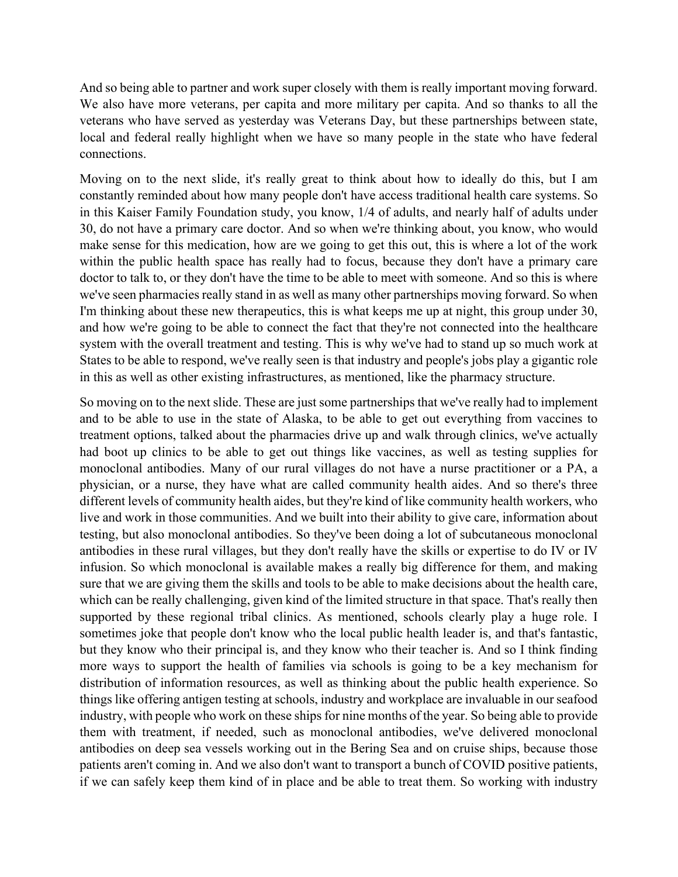And so being able to partner and work super closely with them is really important moving forward. We also have more veterans, per capita and more military per capita. And so thanks to all the veterans who have served as yesterday was Veterans Day, but these partnerships between state, local and federal really highlight when we have so many people in the state who have federal connections.

Moving on to the next slide, it's really great to think about how to ideally do this, but I am constantly reminded about how many people don't have access traditional health care systems. So in this Kaiser Family Foundation study, you know, 1/4 of adults, and nearly half of adults under 30, do not have a primary care doctor. And so when we're thinking about, you know, who would make sense for this medication, how are we going to get this out, this is where a lot of the work within the public health space has really had to focus, because they don't have a primary care doctor to talk to, or they don't have the time to be able to meet with someone. And so this is where we've seen pharmacies really stand in as well as many other partnerships moving forward. So when I'm thinking about these new therapeutics, this is what keeps me up at night, this group under 30, and how we're going to be able to connect the fact that they're not connected into the healthcare system with the overall treatment and testing. This is why we've had to stand up so much work at States to be able to respond, we've really seen is that industry and people's jobs play a gigantic role in this as well as other existing infrastructures, as mentioned, like the pharmacy structure.

So moving on to the next slide. These are just some partnerships that we've really had to implement and to be able to use in the state of Alaska, to be able to get out everything from vaccines to treatment options, talked about the pharmacies drive up and walk through clinics, we've actually had boot up clinics to be able to get out things like vaccines, as well as testing supplies for monoclonal antibodies. Many of our rural villages do not have a nurse practitioner or a PA, a physician, or a nurse, they have what are called community health aides. And so there's three different levels of community health aides, but they're kind of like community health workers, who live and work in those communities. And we built into their ability to give care, information about testing, but also monoclonal antibodies. So they've been doing a lot of subcutaneous monoclonal antibodies in these rural villages, but they don't really have the skills or expertise to do IV or IV infusion. So which monoclonal is available makes a really big difference for them, and making sure that we are giving them the skills and tools to be able to make decisions about the health care, which can be really challenging, given kind of the limited structure in that space. That's really then supported by these regional tribal clinics. As mentioned, schools clearly play a huge role. I sometimes joke that people don't know who the local public health leader is, and that's fantastic, but they know who their principal is, and they know who their teacher is. And so I think finding more ways to support the health of families via schools is going to be a key mechanism for distribution of information resources, as well as thinking about the public health experience. So things like offering antigen testing at schools, industry and workplace are invaluable in our seafood industry, with people who work on these ships for nine months of the year. So being able to provide them with treatment, if needed, such as monoclonal antibodies, we've delivered monoclonal antibodies on deep sea vessels working out in the Bering Sea and on cruise ships, because those patients aren't coming in. And we also don't want to transport a bunch of COVID positive patients, if we can safely keep them kind of in place and be able to treat them. So working with industry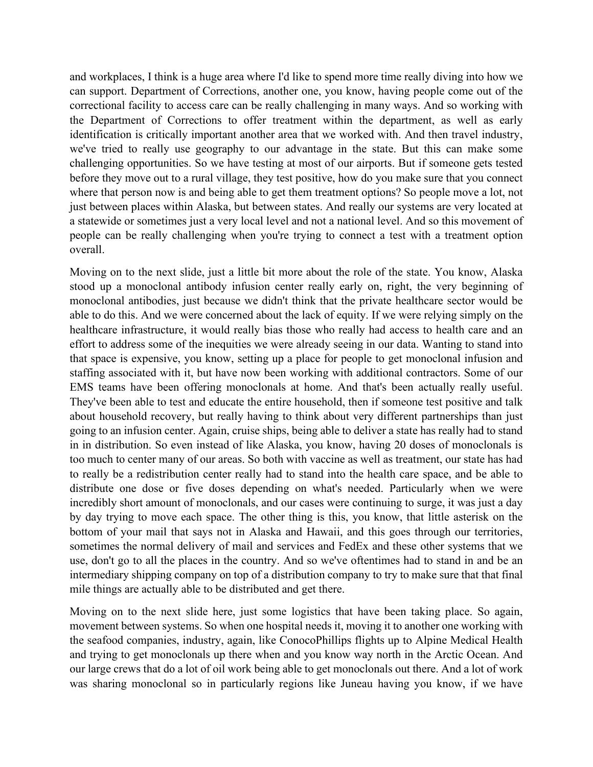and workplaces, I think is a huge area where I'd like to spend more time really diving into how we can support. Department of Corrections, another one, you know, having people come out of the correctional facility to access care can be really challenging in many ways. And so working with the Department of Corrections to offer treatment within the department, as well as early identification is critically important another area that we worked with. And then travel industry, we've tried to really use geography to our advantage in the state. But this can make some challenging opportunities. So we have testing at most of our airports. But if someone gets tested before they move out to a rural village, they test positive, how do you make sure that you connect where that person now is and being able to get them treatment options? So people move a lot, not just between places within Alaska, but between states. And really our systems are very located at a statewide or sometimes just a very local level and not a national level. And so this movement of people can be really challenging when you're trying to connect a test with a treatment option overall.

Moving on to the next slide, just a little bit more about the role of the state. You know, Alaska stood up a monoclonal antibody infusion center really early on, right, the very beginning of monoclonal antibodies, just because we didn't think that the private healthcare sector would be able to do this. And we were concerned about the lack of equity. If we were relying simply on the healthcare infrastructure, it would really bias those who really had access to health care and an effort to address some of the inequities we were already seeing in our data. Wanting to stand into that space is expensive, you know, setting up a place for people to get monoclonal infusion and staffing associated with it, but have now been working with additional contractors. Some of our EMS teams have been offering monoclonals at home. And that's been actually really useful. They've been able to test and educate the entire household, then if someone test positive and talk about household recovery, but really having to think about very different partnerships than just going to an infusion center. Again, cruise ships, being able to deliver a state has really had to stand in in distribution. So even instead of like Alaska, you know, having 20 doses of monoclonals is too much to center many of our areas. So both with vaccine as well as treatment, our state has had to really be a redistribution center really had to stand into the health care space, and be able to distribute one dose or five doses depending on what's needed. Particularly when we were incredibly short amount of monoclonals, and our cases were continuing to surge, it was just a day by day trying to move each space. The other thing is this, you know, that little asterisk on the bottom of your mail that says not in Alaska and Hawaii, and this goes through our territories, sometimes the normal delivery of mail and services and FedEx and these other systems that we use, don't go to all the places in the country. And so we've oftentimes had to stand in and be an intermediary shipping company on top of a distribution company to try to make sure that that final mile things are actually able to be distributed and get there.

Moving on to the next slide here, just some logistics that have been taking place. So again, movement between systems. So when one hospital needs it, moving it to another one working with the seafood companies, industry, again, like ConocoPhillips flights up to Alpine Medical Health and trying to get monoclonals up there when and you know way north in the Arctic Ocean. And our large crews that do a lot of oil work being able to get monoclonals out there. And a lot of work was sharing monoclonal so in particularly regions like Juneau having you know, if we have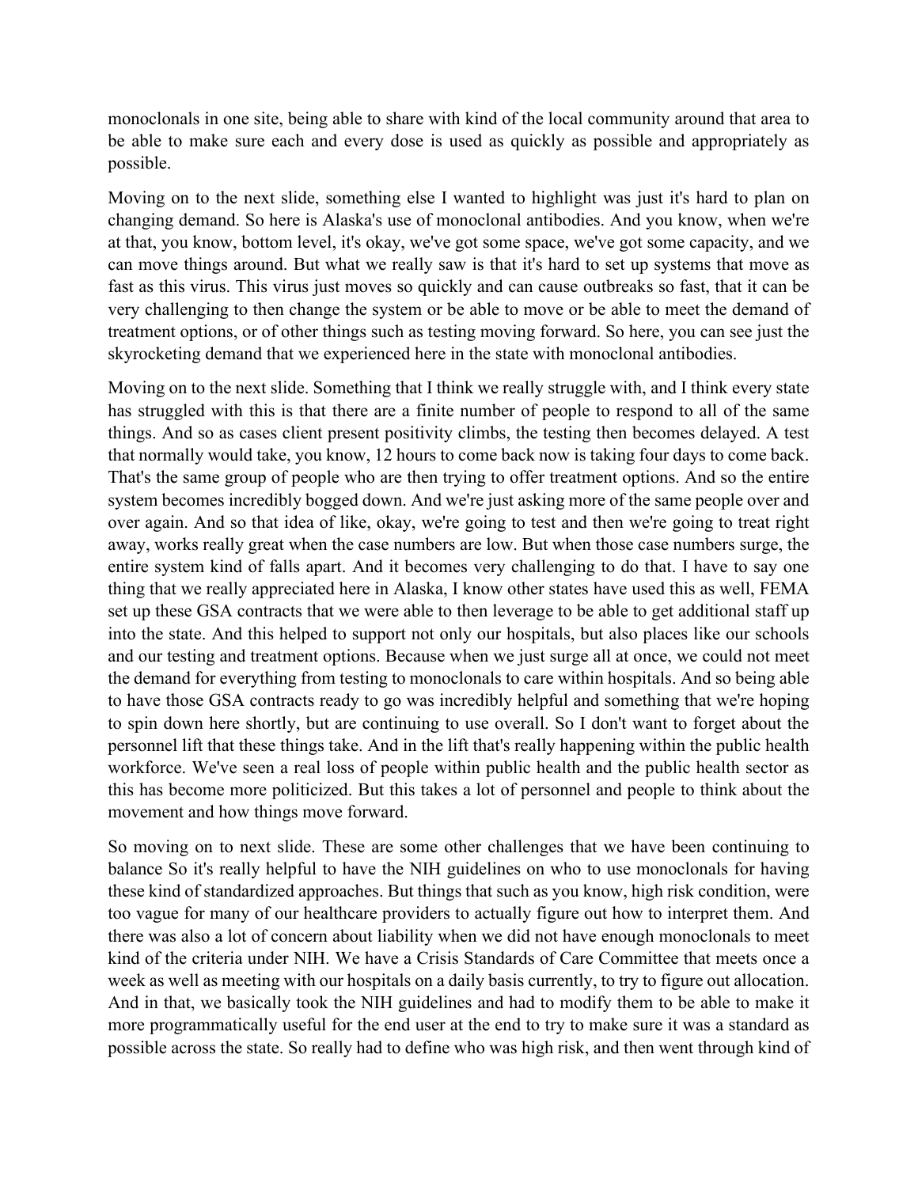monoclonals in one site, being able to share with kind of the local community around that area to be able to make sure each and every dose is used as quickly as possible and appropriately as possible.

Moving on to the next slide, something else I wanted to highlight was just it's hard to plan on changing demand. So here is Alaska's use of monoclonal antibodies. And you know, when we're at that, you know, bottom level, it's okay, we've got some space, we've got some capacity, and we can move things around. But what we really saw is that it's hard to set up systems that move as fast as this virus. This virus just moves so quickly and can cause outbreaks so fast, that it can be very challenging to then change the system or be able to move or be able to meet the demand of treatment options, or of other things such as testing moving forward. So here, you can see just the skyrocketing demand that we experienced here in the state with monoclonal antibodies.

Moving on to the next slide. Something that I think we really struggle with, and I think every state has struggled with this is that there are a finite number of people to respond to all of the same things. And so as cases client present positivity climbs, the testing then becomes delayed. A test that normally would take, you know, 12 hours to come back now is taking four days to come back. That's the same group of people who are then trying to offer treatment options. And so the entire system becomes incredibly bogged down. And we're just asking more of the same people over and over again. And so that idea of like, okay, we're going to test and then we're going to treat right away, works really great when the case numbers are low. But when those case numbers surge, the entire system kind of falls apart. And it becomes very challenging to do that. I have to say one thing that we really appreciated here in Alaska, I know other states have used this as well, FEMA set up these GSA contracts that we were able to then leverage to be able to get additional staff up into the state. And this helped to support not only our hospitals, but also places like our schools and our testing and treatment options. Because when we just surge all at once, we could not meet the demand for everything from testing to monoclonals to care within hospitals. And so being able to have those GSA contracts ready to go was incredibly helpful and something that we're hoping to spin down here shortly, but are continuing to use overall. So I don't want to forget about the personnel lift that these things take. And in the lift that's really happening within the public health workforce. We've seen a real loss of people within public health and the public health sector as this has become more politicized. But this takes a lot of personnel and people to think about the movement and how things move forward.

So moving on to next slide. These are some other challenges that we have been continuing to balance So it's really helpful to have the NIH guidelines on who to use monoclonals for having these kind of standardized approaches. But things that such as you know, high risk condition, were too vague for many of our healthcare providers to actually figure out how to interpret them. And there was also a lot of concern about liability when we did not have enough monoclonals to meet kind of the criteria under NIH. We have a Crisis Standards of Care Committee that meets once a week as well as meeting with our hospitals on a daily basis currently, to try to figure out allocation. And in that, we basically took the NIH guidelines and had to modify them to be able to make it more programmatically useful for the end user at the end to try to make sure it was a standard as possible across the state. So really had to define who was high risk, and then went through kind of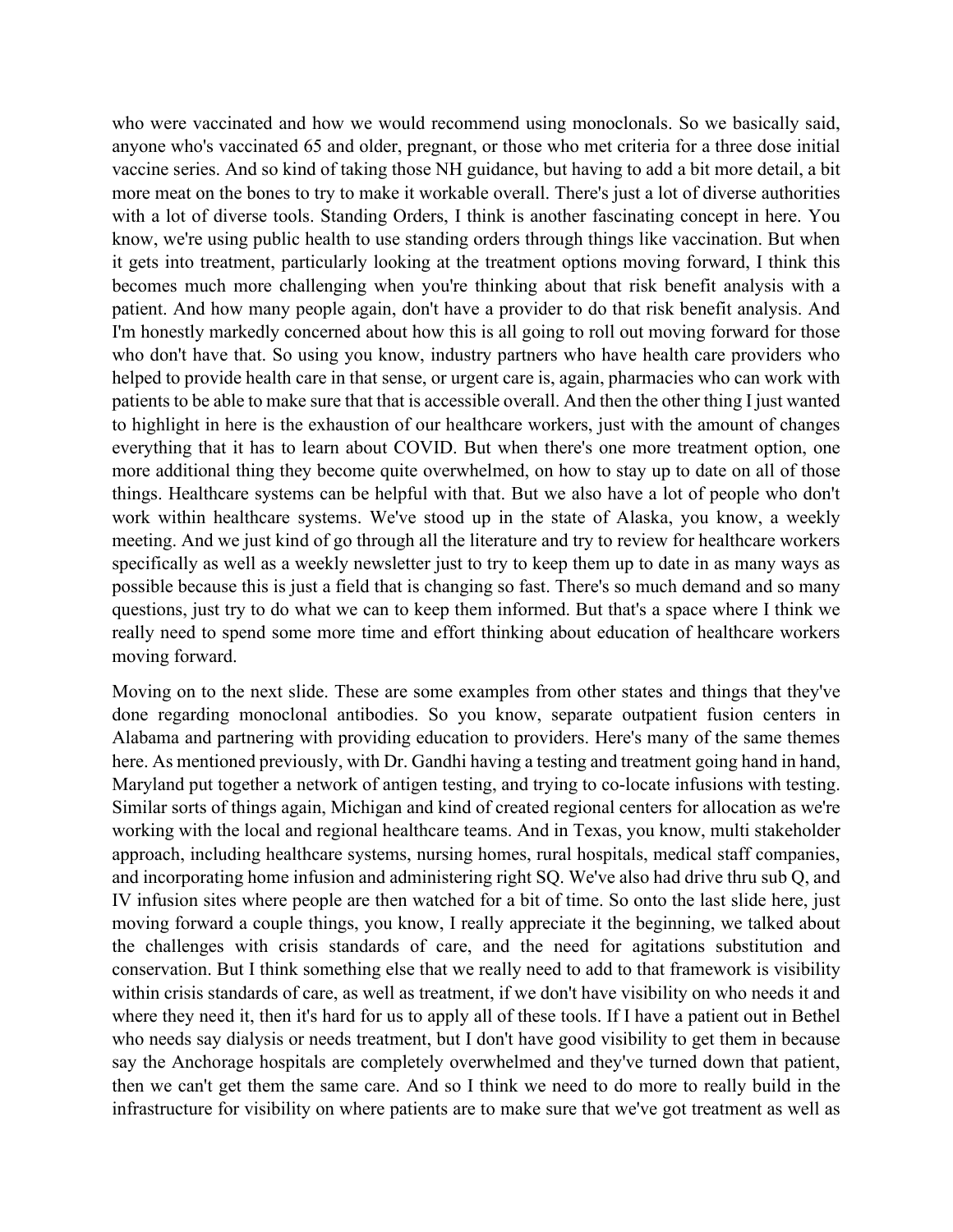who were vaccinated and how we would recommend using monoclonals. So we basically said, anyone who's vaccinated 65 and older, pregnant, or those who met criteria for a three dose initial vaccine series. And so kind of taking those NH guidance, but having to add a bit more detail, a bit more meat on the bones to try to make it workable overall. There's just a lot of diverse authorities with a lot of diverse tools. Standing Orders, I think is another fascinating concept in here. You know, we're using public health to use standing orders through things like vaccination. But when it gets into treatment, particularly looking at the treatment options moving forward, I think this becomes much more challenging when you're thinking about that risk benefit analysis with a patient. And how many people again, don't have a provider to do that risk benefit analysis. And I'm honestly markedly concerned about how this is all going to roll out moving forward for those who don't have that. So using you know, industry partners who have health care providers who helped to provide health care in that sense, or urgent care is, again, pharmacies who can work with patients to be able to make sure that that is accessible overall. And then the other thing I just wanted to highlight in here is the exhaustion of our healthcare workers, just with the amount of changes everything that it has to learn about COVID. But when there's one more treatment option, one more additional thing they become quite overwhelmed, on how to stay up to date on all of those things. Healthcare systems can be helpful with that. But we also have a lot of people who don't work within healthcare systems. We've stood up in the state of Alaska, you know, a weekly meeting. And we just kind of go through all the literature and try to review for healthcare workers specifically as well as a weekly newsletter just to try to keep them up to date in as many ways as possible because this is just a field that is changing so fast. There's so much demand and so many questions, just try to do what we can to keep them informed. But that's a space where I think we really need to spend some more time and effort thinking about education of healthcare workers moving forward.

Moving on to the next slide. These are some examples from other states and things that they've done regarding monoclonal antibodies. So you know, separate outpatient fusion centers in Alabama and partnering with providing education to providers. Here's many of the same themes here. As mentioned previously, with Dr. Gandhi having a testing and treatment going hand in hand, Maryland put together a network of antigen testing, and trying to co-locate infusions with testing. Similar sorts of things again, Michigan and kind of created regional centers for allocation as we're working with the local and regional healthcare teams. And in Texas, you know, multi stakeholder approach, including healthcare systems, nursing homes, rural hospitals, medical staff companies, and incorporating home infusion and administering right SQ. We've also had drive thru sub Q, and IV infusion sites where people are then watched for a bit of time. So onto the last slide here, just moving forward a couple things, you know, I really appreciate it the beginning, we talked about the challenges with crisis standards of care, and the need for agitations substitution and conservation. But I think something else that we really need to add to that framework is visibility within crisis standards of care, as well as treatment, if we don't have visibility on who needs it and where they need it, then it's hard for us to apply all of these tools. If I have a patient out in Bethel who needs say dialysis or needs treatment, but I don't have good visibility to get them in because say the Anchorage hospitals are completely overwhelmed and they've turned down that patient, then we can't get them the same care. And so I think we need to do more to really build in the infrastructure for visibility on where patients are to make sure that we've got treatment as well as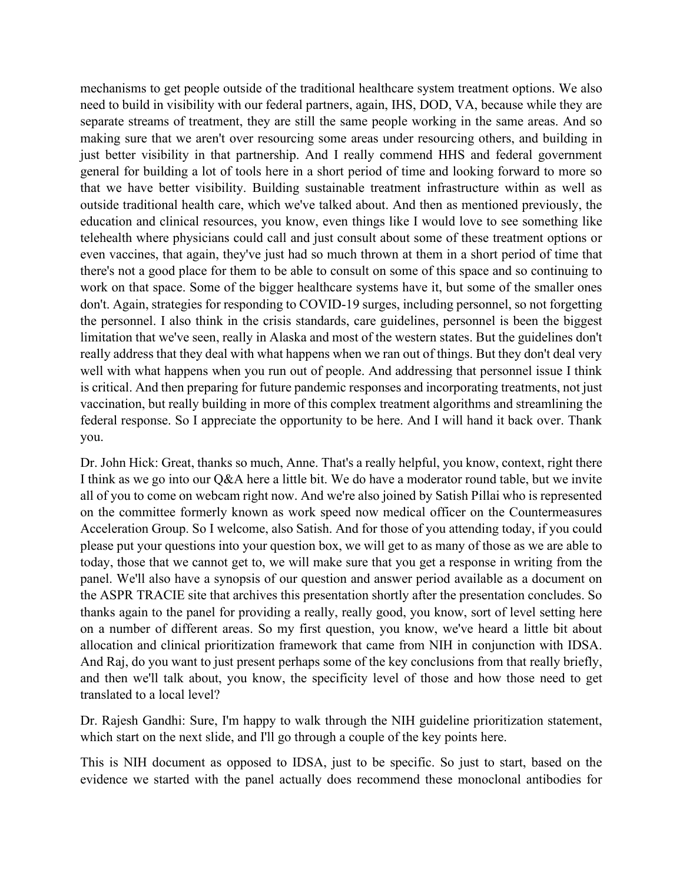mechanisms to get people outside of the traditional healthcare system treatment options. We also need to build in visibility with our federal partners, again, IHS, DOD, VA, because while they are separate streams of treatment, they are still the same people working in the same areas. And so making sure that we aren't over resourcing some areas under resourcing others, and building in just better visibility in that partnership. And I really commend HHS and federal government general for building a lot of tools here in a short period of time and looking forward to more so that we have better visibility. Building sustainable treatment infrastructure within as well as outside traditional health care, which we've talked about. And then as mentioned previously, the education and clinical resources, you know, even things like I would love to see something like telehealth where physicians could call and just consult about some of these treatment options or even vaccines, that again, they've just had so much thrown at them in a short period of time that there's not a good place for them to be able to consult on some of this space and so continuing to work on that space. Some of the bigger healthcare systems have it, but some of the smaller ones don't. Again, strategies for responding to COVID-19 surges, including personnel, so not forgetting the personnel. I also think in the crisis standards, care guidelines, personnel is been the biggest limitation that we've seen, really in Alaska and most of the western states. But the guidelines don't really address that they deal with what happens when we ran out of things. But they don't deal very well with what happens when you run out of people. And addressing that personnel issue I think is critical. And then preparing for future pandemic responses and incorporating treatments, not just vaccination, but really building in more of this complex treatment algorithms and streamlining the federal response. So I appreciate the opportunity to be here. And I will hand it back over. Thank you.

Dr. John Hick: Great, thanks so much, Anne. That's a really helpful, you know, context, right there I think as we go into our Q&A here a little bit. We do have a moderator round table, but we invite all of you to come on webcam right now. And we're also joined by Satish Pillai who is represented on the committee formerly known as work speed now medical officer on the Countermeasures Acceleration Group. So I welcome, also Satish. And for those of you attending today, if you could please put your questions into your question box, we will get to as many of those as we are able to today, those that we cannot get to, we will make sure that you get a response in writing from the panel. We'll also have a synopsis of our question and answer period available as a document on the ASPR TRACIE site that archives this presentation shortly after the presentation concludes. So thanks again to the panel for providing a really, really good, you know, sort of level setting here on a number of different areas. So my first question, you know, we've heard a little bit about allocation and clinical prioritization framework that came from NIH in conjunction with IDSA. And Raj, do you want to just present perhaps some of the key conclusions from that really briefly, and then we'll talk about, you know, the specificity level of those and how those need to get translated to a local level?

Dr. Rajesh Gandhi: Sure, I'm happy to walk through the NIH guideline prioritization statement, which start on the next slide, and I'll go through a couple of the key points here.

This is NIH document as opposed to IDSA, just to be specific. So just to start, based on the evidence we started with the panel actually does recommend these monoclonal antibodies for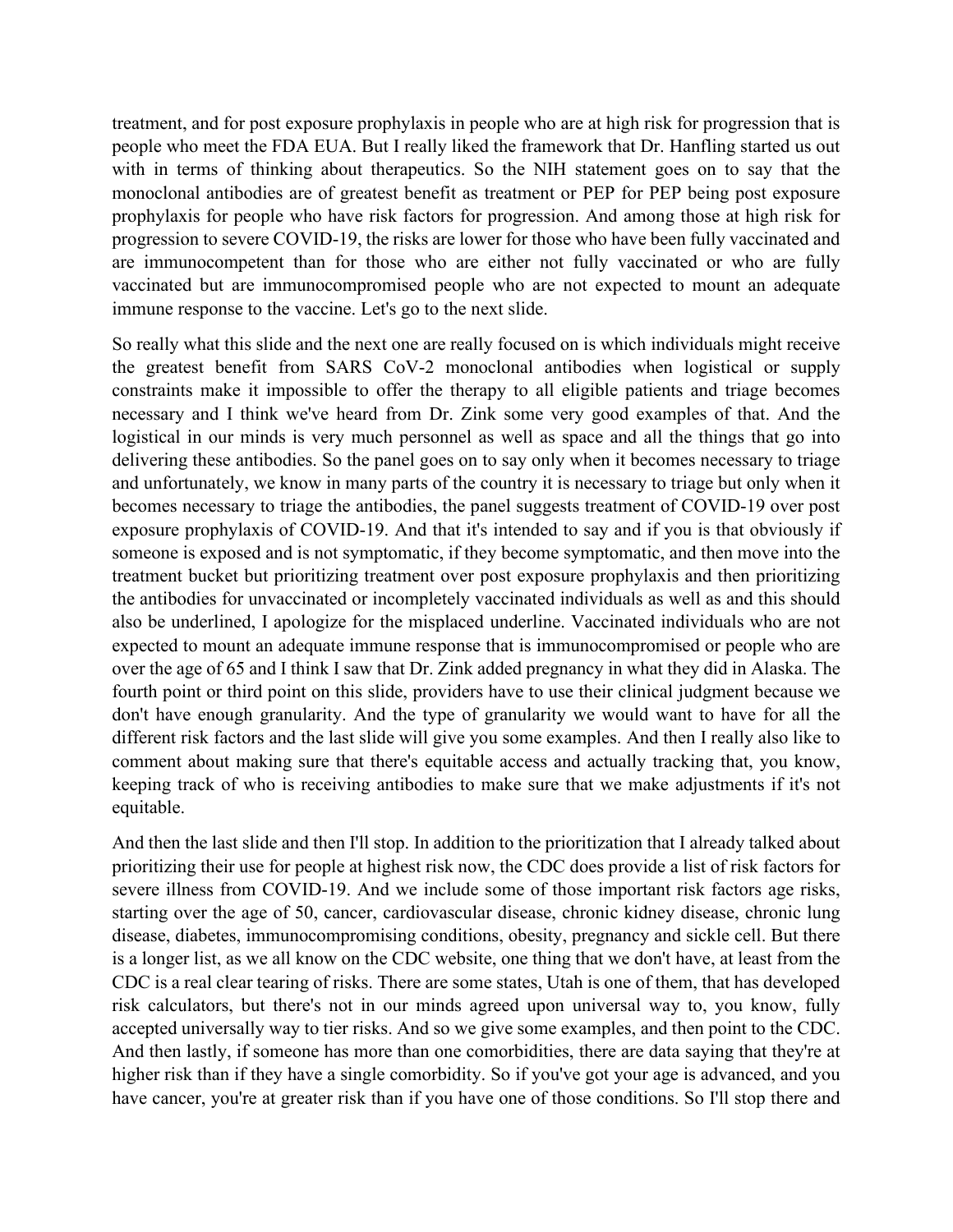treatment, and for post exposure prophylaxis in people who are at high risk for progression that is people who meet the FDA EUA. But I really liked the framework that Dr. Hanfling started us out with in terms of thinking about therapeutics. So the NIH statement goes on to say that the monoclonal antibodies are of greatest benefit as treatment or PEP for PEP being post exposure prophylaxis for people who have risk factors for progression. And among those at high risk for progression to severe COVID-19, the risks are lower for those who have been fully vaccinated and are immunocompetent than for those who are either not fully vaccinated or who are fully vaccinated but are immunocompromised people who are not expected to mount an adequate immune response to the vaccine. Let's go to the next slide.

So really what this slide and the next one are really focused on is which individuals might receive the greatest benefit from SARS CoV-2 monoclonal antibodies when logistical or supply constraints make it impossible to offer the therapy to all eligible patients and triage becomes necessary and I think we've heard from Dr. Zink some very good examples of that. And the logistical in our minds is very much personnel as well as space and all the things that go into delivering these antibodies. So the panel goes on to say only when it becomes necessary to triage and unfortunately, we know in many parts of the country it is necessary to triage but only when it becomes necessary to triage the antibodies, the panel suggests treatment of COVID-19 over post exposure prophylaxis of COVID-19. And that it's intended to say and if you is that obviously if someone is exposed and is not symptomatic, if they become symptomatic, and then move into the treatment bucket but prioritizing treatment over post exposure prophylaxis and then prioritizing the antibodies for unvaccinated or incompletely vaccinated individuals as well as and this should also be underlined, I apologize for the misplaced underline. Vaccinated individuals who are not expected to mount an adequate immune response that is immunocompromised or people who are over the age of 65 and I think I saw that Dr. Zink added pregnancy in what they did in Alaska. The fourth point or third point on this slide, providers have to use their clinical judgment because we don't have enough granularity. And the type of granularity we would want to have for all the different risk factors and the last slide will give you some examples. And then I really also like to comment about making sure that there's equitable access and actually tracking that, you know, keeping track of who is receiving antibodies to make sure that we make adjustments if it's not equitable.

And then the last slide and then I'll stop. In addition to the prioritization that I already talked about prioritizing their use for people at highest risk now, the CDC does provide a list of risk factors for severe illness from COVID-19. And we include some of those important risk factors age risks, starting over the age of 50, cancer, cardiovascular disease, chronic kidney disease, chronic lung disease, diabetes, immunocompromising conditions, obesity, pregnancy and sickle cell. But there is a longer list, as we all know on the CDC website, one thing that we don't have, at least from the CDC is a real clear tearing of risks. There are some states, Utah is one of them, that has developed risk calculators, but there's not in our minds agreed upon universal way to, you know, fully accepted universally way to tier risks. And so we give some examples, and then point to the CDC. And then lastly, if someone has more than one comorbidities, there are data saying that they're at higher risk than if they have a single comorbidity. So if you've got your age is advanced, and you have cancer, you're at greater risk than if you have one of those conditions. So I'll stop there and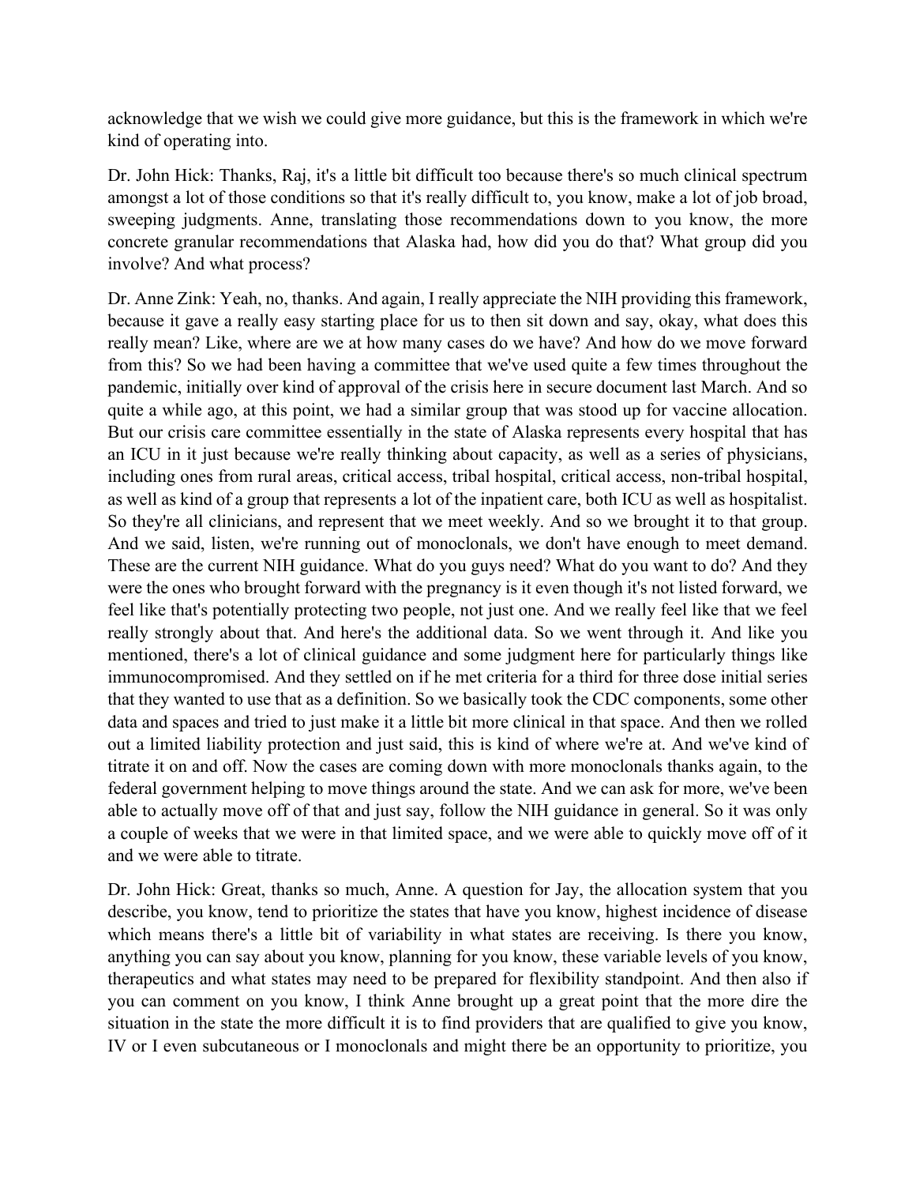acknowledge that we wish we could give more guidance, but this is the framework in which we're kind of operating into.

Dr. John Hick: Thanks, Raj, it's a little bit difficult too because there's so much clinical spectrum amongst a lot of those conditions so that it's really difficult to, you know, make a lot of job broad, sweeping judgments. Anne, translating those recommendations down to you know, the more concrete granular recommendations that Alaska had, how did you do that? What group did you involve? And what process?

Dr. Anne Zink: Yeah, no, thanks. And again, I really appreciate the NIH providing this framework, because it gave a really easy starting place for us to then sit down and say, okay, what does this really mean? Like, where are we at how many cases do we have? And how do we move forward from this? So we had been having a committee that we've used quite a few times throughout the pandemic, initially over kind of approval of the crisis here in secure document last March. And so quite a while ago, at this point, we had a similar group that was stood up for vaccine allocation. But our crisis care committee essentially in the state of Alaska represents every hospital that has an ICU in it just because we're really thinking about capacity, as well as a series of physicians, including ones from rural areas, critical access, tribal hospital, critical access, non-tribal hospital, as well as kind of a group that represents a lot of the inpatient care, both ICU as well as hospitalist. So they're all clinicians, and represent that we meet weekly. And so we brought it to that group. And we said, listen, we're running out of monoclonals, we don't have enough to meet demand. These are the current NIH guidance. What do you guys need? What do you want to do? And they were the ones who brought forward with the pregnancy is it even though it's not listed forward, we feel like that's potentially protecting two people, not just one. And we really feel like that we feel really strongly about that. And here's the additional data. So we went through it. And like you mentioned, there's a lot of clinical guidance and some judgment here for particularly things like immunocompromised. And they settled on if he met criteria for a third for three dose initial series that they wanted to use that as a definition. So we basically took the CDC components, some other data and spaces and tried to just make it a little bit more clinical in that space. And then we rolled out a limited liability protection and just said, this is kind of where we're at. And we've kind of titrate it on and off. Now the cases are coming down with more monoclonals thanks again, to the federal government helping to move things around the state. And we can ask for more, we've been able to actually move off of that and just say, follow the NIH guidance in general. So it was only a couple of weeks that we were in that limited space, and we were able to quickly move off of it and we were able to titrate.

Dr. John Hick: Great, thanks so much, Anne. A question for Jay, the allocation system that you describe, you know, tend to prioritize the states that have you know, highest incidence of disease which means there's a little bit of variability in what states are receiving. Is there you know, anything you can say about you know, planning for you know, these variable levels of you know, therapeutics and what states may need to be prepared for flexibility standpoint. And then also if you can comment on you know, I think Anne brought up a great point that the more dire the situation in the state the more difficult it is to find providers that are qualified to give you know, IV or I even subcutaneous or I monoclonals and might there be an opportunity to prioritize, you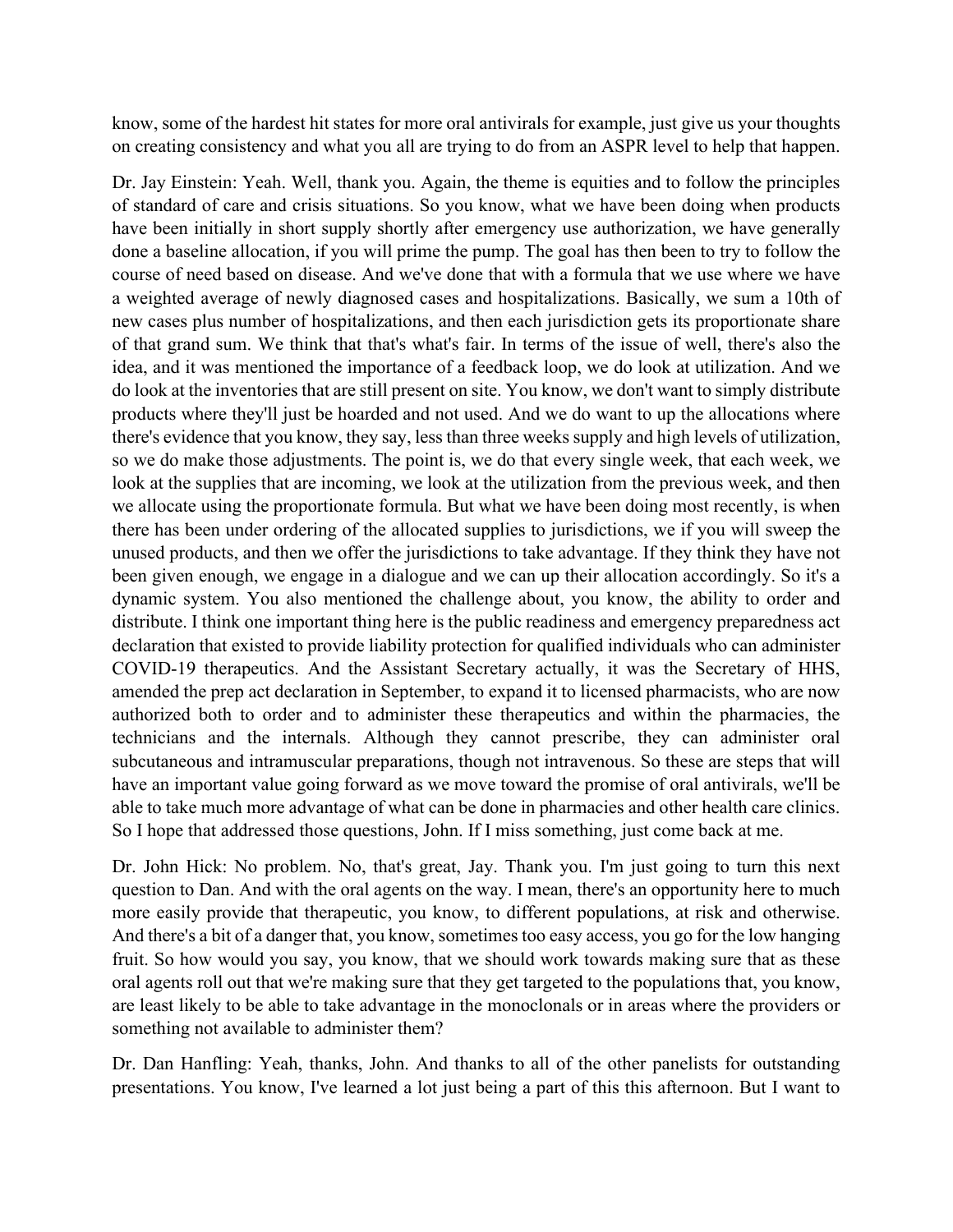know, some of the hardest hit states for more oral antivirals for example, just give us your thoughts on creating consistency and what you all are trying to do from an ASPR level to help that happen.

Dr. Jay Einstein: Yeah. Well, thank you. Again, the theme is equities and to follow the principles of standard of care and crisis situations. So you know, what we have been doing when products have been initially in short supply shortly after emergency use authorization, we have generally done a baseline allocation, if you will prime the pump. The goal has then been to try to follow the course of need based on disease. And we've done that with a formula that we use where we have a weighted average of newly diagnosed cases and hospitalizations. Basically, we sum a 10th of new cases plus number of hospitalizations, and then each jurisdiction gets its proportionate share of that grand sum. We think that that's what's fair. In terms of the issue of well, there's also the idea, and it was mentioned the importance of a feedback loop, we do look at utilization. And we do look at the inventories that are still present on site. You know, we don't want to simply distribute products where they'll just be hoarded and not used. And we do want to up the allocations where there's evidence that you know, they say, less than three weeks supply and high levels of utilization, so we do make those adjustments. The point is, we do that every single week, that each week, we look at the supplies that are incoming, we look at the utilization from the previous week, and then we allocate using the proportionate formula. But what we have been doing most recently, is when there has been under ordering of the allocated supplies to jurisdictions, we if you will sweep the unused products, and then we offer the jurisdictions to take advantage. If they think they have not been given enough, we engage in a dialogue and we can up their allocation accordingly. So it's a dynamic system. You also mentioned the challenge about, you know, the ability to order and distribute. I think one important thing here is the public readiness and emergency preparedness act declaration that existed to provide liability protection for qualified individuals who can administer COVID-19 therapeutics. And the Assistant Secretary actually, it was the Secretary of HHS, amended the prep act declaration in September, to expand it to licensed pharmacists, who are now authorized both to order and to administer these therapeutics and within the pharmacies, the technicians and the internals. Although they cannot prescribe, they can administer oral subcutaneous and intramuscular preparations, though not intravenous. So these are steps that will have an important value going forward as we move toward the promise of oral antivirals, we'll be able to take much more advantage of what can be done in pharmacies and other health care clinics. So I hope that addressed those questions, John. If I miss something, just come back at me.

Dr. John Hick: No problem. No, that's great, Jay. Thank you. I'm just going to turn this next question to Dan. And with the oral agents on the way. I mean, there's an opportunity here to much more easily provide that therapeutic, you know, to different populations, at risk and otherwise. And there's a bit of a danger that, you know, sometimes too easy access, you go for the low hanging fruit. So how would you say, you know, that we should work towards making sure that as these oral agents roll out that we're making sure that they get targeted to the populations that, you know, are least likely to be able to take advantage in the monoclonals or in areas where the providers or something not available to administer them?

Dr. Dan Hanfling: Yeah, thanks, John. And thanks to all of the other panelists for outstanding presentations. You know, I've learned a lot just being a part of this this afternoon. But I want to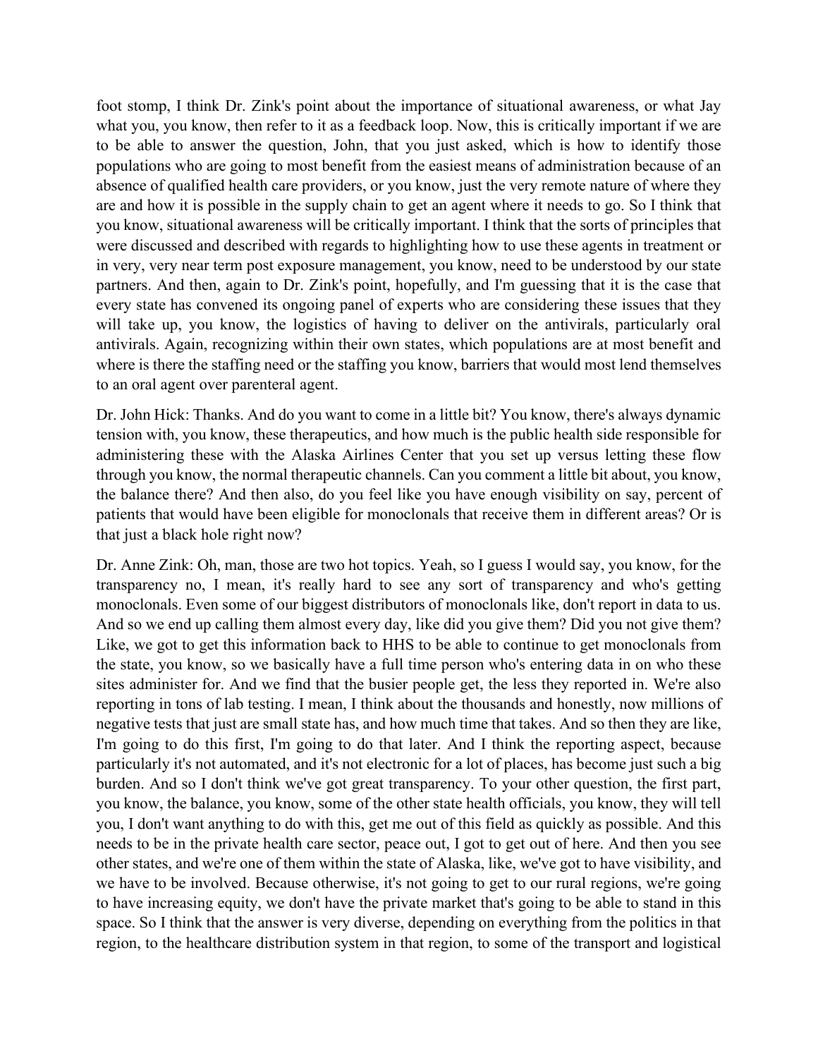foot stomp, I think Dr. Zink's point about the importance of situational awareness, or what Jay what you, you know, then refer to it as a feedback loop. Now, this is critically important if we are to be able to answer the question, John, that you just asked, which is how to identify those populations who are going to most benefit from the easiest means of administration because of an absence of qualified health care providers, or you know, just the very remote nature of where they are and how it is possible in the supply chain to get an agent where it needs to go. So I think that you know, situational awareness will be critically important. I think that the sorts of principles that were discussed and described with regards to highlighting how to use these agents in treatment or in very, very near term post exposure management, you know, need to be understood by our state partners. And then, again to Dr. Zink's point, hopefully, and I'm guessing that it is the case that every state has convened its ongoing panel of experts who are considering these issues that they will take up, you know, the logistics of having to deliver on the antivirals, particularly oral antivirals. Again, recognizing within their own states, which populations are at most benefit and where is there the staffing need or the staffing you know, barriers that would most lend themselves to an oral agent over parenteral agent.

Dr. John Hick: Thanks. And do you want to come in a little bit? You know, there's always dynamic tension with, you know, these therapeutics, and how much is the public health side responsible for administering these with the Alaska Airlines Center that you set up versus letting these flow through you know, the normal therapeutic channels. Can you comment a little bit about, you know, the balance there? And then also, do you feel like you have enough visibility on say, percent of patients that would have been eligible for monoclonals that receive them in different areas? Or is that just a black hole right now?

Dr. Anne Zink: Oh, man, those are two hot topics. Yeah, so I guess I would say, you know, for the transparency no, I mean, it's really hard to see any sort of transparency and who's getting monoclonals. Even some of our biggest distributors of monoclonals like, don't report in data to us. And so we end up calling them almost every day, like did you give them? Did you not give them? Like, we got to get this information back to HHS to be able to continue to get monoclonals from the state, you know, so we basically have a full time person who's entering data in on who these sites administer for. And we find that the busier people get, the less they reported in. We're also reporting in tons of lab testing. I mean, I think about the thousands and honestly, now millions of negative tests that just are small state has, and how much time that takes. And so then they are like, I'm going to do this first, I'm going to do that later. And I think the reporting aspect, because particularly it's not automated, and it's not electronic for a lot of places, has become just such a big burden. And so I don't think we've got great transparency. To your other question, the first part, you know, the balance, you know, some of the other state health officials, you know, they will tell you, I don't want anything to do with this, get me out of this field as quickly as possible. And this needs to be in the private health care sector, peace out, I got to get out of here. And then you see other states, and we're one of them within the state of Alaska, like, we've got to have visibility, and we have to be involved. Because otherwise, it's not going to get to our rural regions, we're going to have increasing equity, we don't have the private market that's going to be able to stand in this space. So I think that the answer is very diverse, depending on everything from the politics in that region, to the healthcare distribution system in that region, to some of the transport and logistical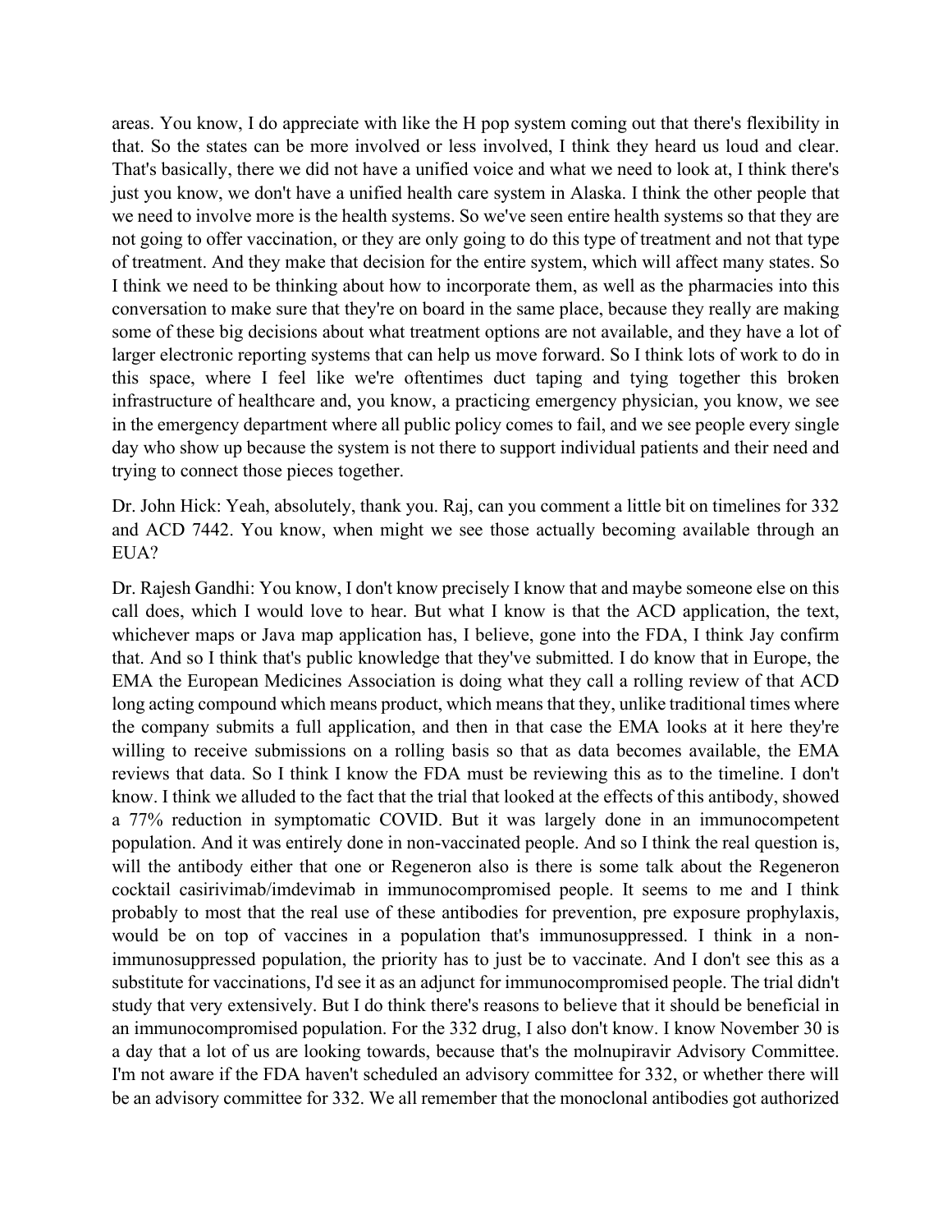areas. You know, I do appreciate with like the H pop system coming out that there's flexibility in that. So the states can be more involved or less involved, I think they heard us loud and clear. That's basically, there we did not have a unified voice and what we need to look at, I think there's just you know, we don't have a unified health care system in Alaska. I think the other people that we need to involve more is the health systems. So we've seen entire health systems so that they are not going to offer vaccination, or they are only going to do this type of treatment and not that type of treatment. And they make that decision for the entire system, which will affect many states. So I think we need to be thinking about how to incorporate them, as well as the pharmacies into this conversation to make sure that they're on board in the same place, because they really are making some of these big decisions about what treatment options are not available, and they have a lot of larger electronic reporting systems that can help us move forward. So I think lots of work to do in this space, where I feel like we're oftentimes duct taping and tying together this broken infrastructure of healthcare and, you know, a practicing emergency physician, you know, we see in the emergency department where all public policy comes to fail, and we see people every single day who show up because the system is not there to support individual patients and their need and trying to connect those pieces together.

Dr. John Hick: Yeah, absolutely, thank you. Raj, can you comment a little bit on timelines for 332 and ACD 7442. You know, when might we see those actually becoming available through an EUA?

Dr. Rajesh Gandhi: You know, I don't know precisely I know that and maybe someone else on this call does, which I would love to hear. But what I know is that the ACD application, the text, whichever maps or Java map application has, I believe, gone into the FDA, I think Jay confirm that. And so I think that's public knowledge that they've submitted. I do know that in Europe, the EMA the European Medicines Association is doing what they call a rolling review of that ACD long acting compound which means product, which means that they, unlike traditional times where the company submits a full application, and then in that case the EMA looks at it here they're willing to receive submissions on a rolling basis so that as data becomes available, the EMA reviews that data. So I think I know the FDA must be reviewing this as to the timeline. I don't know. I think we alluded to the fact that the trial that looked at the effects of this antibody, showed a 77% reduction in symptomatic COVID. But it was largely done in an immunocompetent population. And it was entirely done in non-vaccinated people. And so I think the real question is, will the antibody either that one or Regeneron also is there is some talk about the Regeneron cocktail casirivimab/imdevimab in immunocompromised people. It seems to me and I think probably to most that the real use of these antibodies for prevention, pre exposure prophylaxis, would be on top of vaccines in a population that's immunosuppressed. I think in a non-immunosuppressed population, the priority has to just be to vaccinate. And I don't see this as a substitute for vaccinations, I'd see it as an adjunct for immunocompromised people. The trial didn't study that very extensively. But I do think there's reasons to believe that it should be beneficial in an immunocompromised population. For the 332 drug, I also don't know. I know November 30 is a day that a lot of us are looking towards, because that's the molnupiravir Advisory Committee. I'm not aware if the FDA haven't scheduled an advisory committee for 332, or whether there will be an advisory committee for 332. We all remember that the monoclonal antibodies got authorized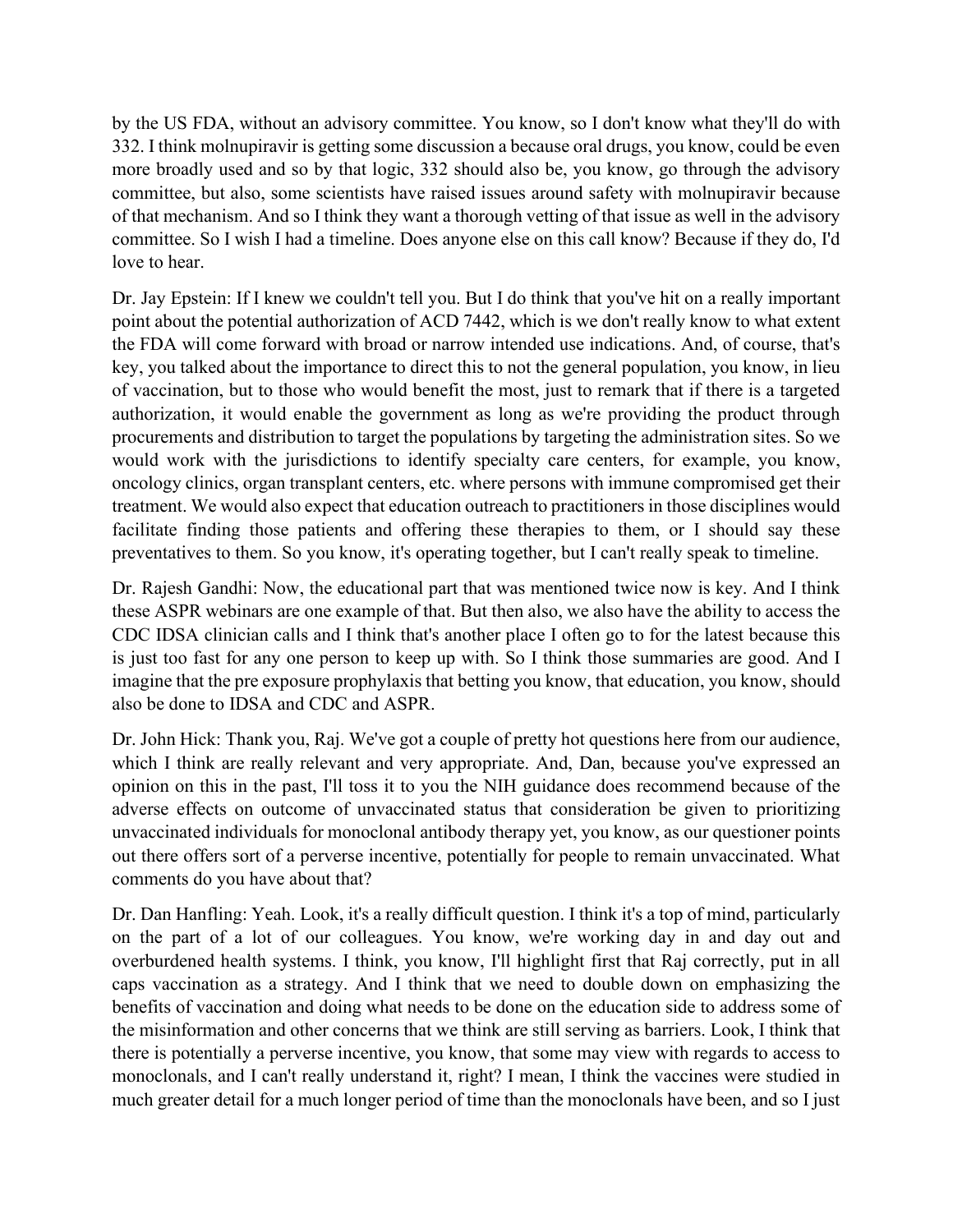by the US FDA, without an advisory committee. You know, so I don't know what they'll do with 332. I think molnupiravir is getting some discussion a because oral drugs, you know, could be even more broadly used and so by that logic, 332 should also be, you know, go through the advisory committee, but also, some scientists have raised issues around safety with molnupiravir because of that mechanism. And so I think they want a thorough vetting of that issue as well in the advisory committee. So I wish I had a timeline. Does anyone else on this call know? Because if they do, I'd love to hear.

Dr. Jay Epstein: If I knew we couldn't tell you. But I do think that you've hit on a really important point about the potential authorization of ACD 7442, which is we don't really know to what extent the FDA will come forward with broad or narrow intended use indications. And, of course, that's key, you talked about the importance to direct this to not the general population, you know, in lieu of vaccination, but to those who would benefit the most, just to remark that if there is a targeted authorization, it would enable the government as long as we're providing the product through procurements and distribution to target the populations by targeting the administration sites. So we would work with the jurisdictions to identify specialty care centers, for example, you know, oncology clinics, organ transplant centers, etc. where persons with immune compromised get their treatment. We would also expect that education outreach to practitioners in those disciplines would facilitate finding those patients and offering these therapies to them, or I should say these preventatives to them. So you know, it's operating together, but I can't really speak to timeline.

Dr. Rajesh Gandhi: Now, the educational part that was mentioned twice now is key. And I think these ASPR webinars are one example of that. But then also, we also have the ability to access the CDC IDSA clinician calls and I think that's another place I often go to for the latest because this is just too fast for any one person to keep up with. So I think those summaries are good. And I imagine that the pre exposure prophylaxis that betting you know, that education, you know, should also be done to IDSA and CDC and ASPR.

Dr. John Hick: Thank you, Raj. We've got a couple of pretty hot questions here from our audience, which I think are really relevant and very appropriate. And, Dan, because you've expressed an opinion on this in the past, I'll toss it to you the NIH guidance does recommend because of the adverse effects on outcome of unvaccinated status that consideration be given to prioritizing unvaccinated individuals for monoclonal antibody therapy yet, you know, as our questioner points out there offers sort of a perverse incentive, potentially for people to remain unvaccinated. What comments do you have about that?

Dr. Dan Hanfling: Yeah. Look, it's a really difficult question. I think it's a top of mind, particularly on the part of a lot of our colleagues. You know, we're working day in and day out and overburdened health systems. I think, you know, I'll highlight first that Raj correctly, put in all caps vaccination as a strategy. And I think that we need to double down on emphasizing the benefits of vaccination and doing what needs to be done on the education side to address some of the misinformation and other concerns that we think are still serving as barriers. Look, I think that there is potentially a perverse incentive, you know, that some may view with regards to access to monoclonals, and I can't really understand it, right? I mean, I think the vaccines were studied in much greater detail for a much longer period of time than the monoclonals have been, and so I just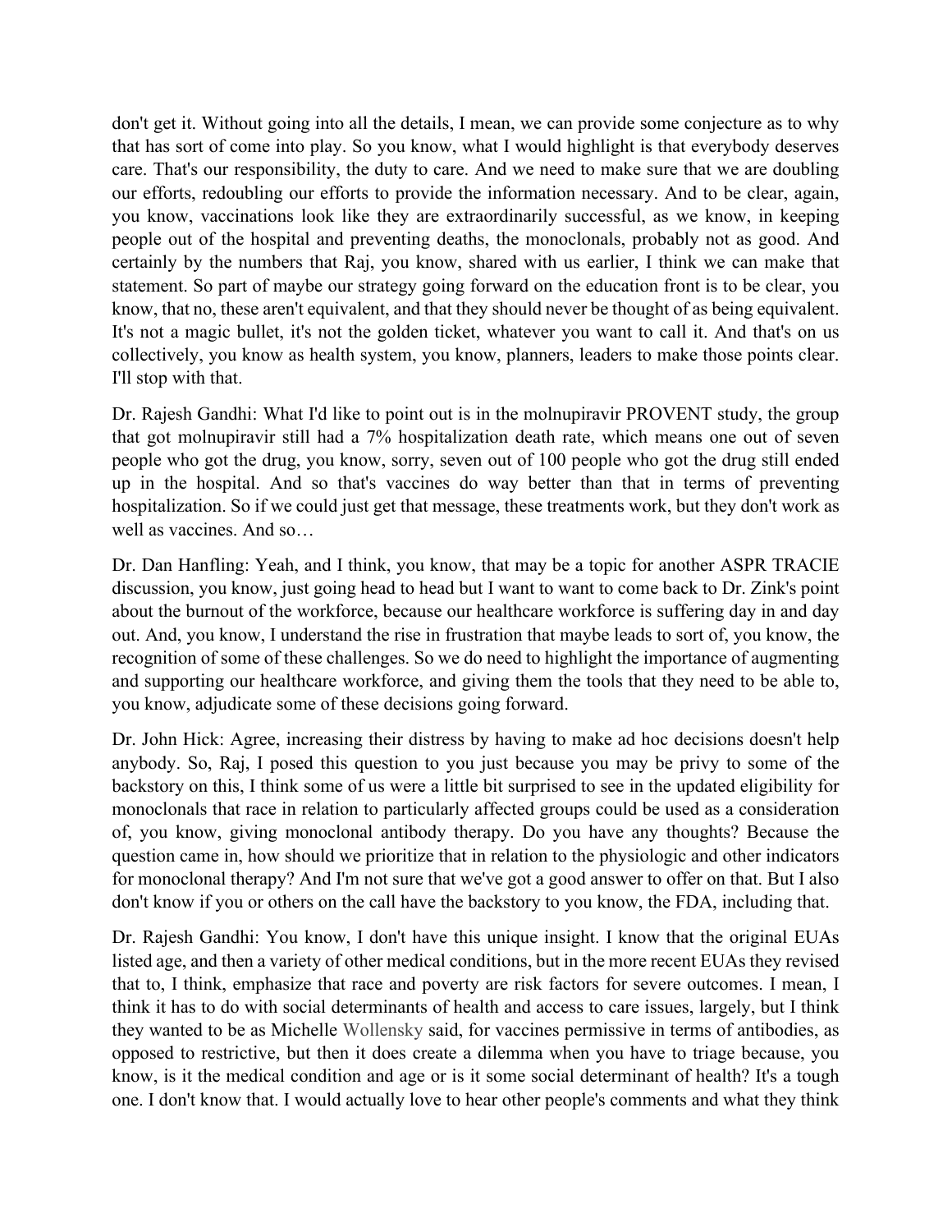don't get it. Without going into all the details, I mean, we can provide some conjecture as to why that has sort of come into play. So you know, what I would highlight is that everybody deserves care. That's our responsibility, the duty to care. And we need to make sure that we are doubling our efforts, redoubling our efforts to provide the information necessary. And to be clear, again, you know, vaccinations look like they are extraordinarily successful, as we know, in keeping people out of the hospital and preventing deaths, the monoclonals, probably not as good. And certainly by the numbers that Raj, you know, shared with us earlier, I think we can make that statement. So part of maybe our strategy going forward on the education front is to be clear, you know, that no, these aren't equivalent, and that they should never be thought of as being equivalent. It's not a magic bullet, it's not the golden ticket, whatever you want to call it. And that's on us collectively, you know as health system, you know, planners, leaders to make those points clear. I'll stop with that.

Dr. Rajesh Gandhi: What I'd like to point out is in the molnupiravir PROVENT study, the group that got molnupiravir still had a 7% hospitalization death rate, which means one out of seven people who got the drug, you know, sorry, seven out of 100 people who got the drug still ended up in the hospital. And so that's vaccines do way better than that in terms of preventing hospitalization. So if we could just get that message, these treatments work, but they don't work as well as vaccines. And so…

Dr. Dan Hanfling: Yeah, and I think, you know, that may be a topic for another ASPR TRACIE discussion, you know, just going head to head but I want to want to come back to Dr. Zink's point about the burnout of the workforce, because our healthcare workforce is suffering day in and day out. And, you know, I understand the rise in frustration that maybe leads to sort of, you know, the recognition of some of these challenges. So we do need to highlight the importance of augmenting and supporting our healthcare workforce, and giving them the tools that they need to be able to, you know, adjudicate some of these decisions going forward.

Dr. John Hick: Agree, increasing their distress by having to make ad hoc decisions doesn't help anybody. So, Raj, I posed this question to you just because you may be privy to some of the backstory on this, I think some of us were a little bit surprised to see in the updated eligibility for monoclonals that race in relation to particularly affected groups could be used as a consideration of, you know, giving monoclonal antibody therapy. Do you have any thoughts? Because the question came in, how should we prioritize that in relation to the physiologic and other indicators for monoclonal therapy? And I'm not sure that we've got a good answer to offer on that. But I also don't know if you or others on the call have the backstory to you know, the FDA, including that.

Dr. Rajesh Gandhi: You know, I don't have this unique insight. I know that the original EUAs listed age, and then a variety of other medical conditions, but in the more recent EUAs they revised that to, I think, emphasize that race and poverty are risk factors for severe outcomes. I mean, I think it has to do with social determinants of health and access to care issues, largely, but I think they wanted to be as Michelle Wollensky said, for vaccines permissive in terms of antibodies, as opposed to restrictive, but then it does create a dilemma when you have to triage because, you know, is it the medical condition and age or is it some social determinant of health? It's a tough one. I don't know that. I would actually love to hear other people's comments and what they think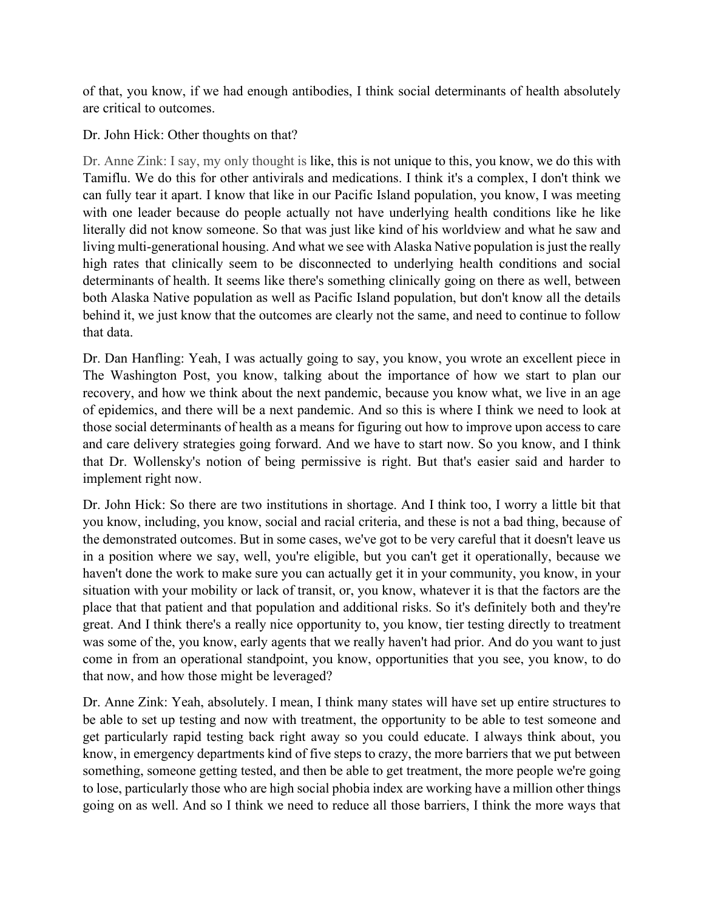of that, you know, if we had enough antibodies, I think social determinants of health absolutely are critical to outcomes.

Dr. John Hick: Other thoughts on that?

Dr. Anne Zink: I say, my only thought is like, this is not unique to this, you know, we do this with Tamiflu. We do this for other antivirals and medications. I think it's a complex, I don't think we can fully tear it apart. I know that like in our Pacific Island population, you know, I was meeting with one leader because do people actually not have underlying health conditions like he like literally did not know someone. So that was just like kind of his worldview and what he saw and living multi-generational housing. And what we see with Alaska Native population is just the really high rates that clinically seem to be disconnected to underlying health conditions and social determinants of health. It seems like there's something clinically going on there as well, between both Alaska Native population as well as Pacific Island population, but don't know all the details behind it, we just know that the outcomes are clearly not the same, and need to continue to follow that data.

Dr. Dan Hanfling: Yeah, I was actually going to say, you know, you wrote an excellent piece in The Washington Post, you know, talking about the importance of how we start to plan our recovery, and how we think about the next pandemic, because you know what, we live in an age of epidemics, and there will be a next pandemic. And so this is where I think we need to look at those social determinants of health as a means for figuring out how to improve upon access to care and care delivery strategies going forward. And we have to start now. So you know, and I think that Dr. Wollensky's notion of being permissive is right. But that's easier said and harder to implement right now.

Dr. John Hick: So there are two institutions in shortage. And I think too, I worry a little bit that you know, including, you know, social and racial criteria, and these is not a bad thing, because of the demonstrated outcomes. But in some cases, we've got to be very careful that it doesn't leave us in a position where we say, well, you're eligible, but you can't get it operationally, because we haven't done the work to make sure you can actually get it in your community, you know, in your situation with your mobility or lack of transit, or, you know, whatever it is that the factors are the place that that patient and that population and additional risks. So it's definitely both and they're great. And I think there's a really nice opportunity to, you know, tier testing directly to treatment was some of the, you know, early agents that we really haven't had prior. And do you want to just come in from an operational standpoint, you know, opportunities that you see, you know, to do that now, and how those might be leveraged?

Dr. Anne Zink: Yeah, absolutely. I mean, I think many states will have set up entire structures to be able to set up testing and now with treatment, the opportunity to be able to test someone and get particularly rapid testing back right away so you could educate. I always think about, you know, in emergency departments kind of five steps to crazy, the more barriers that we put between something, someone getting tested, and then be able to get treatment, the more people we're going to lose, particularly those who are high social phobia index are working have a million other things going on as well. And so I think we need to reduce all those barriers, I think the more ways that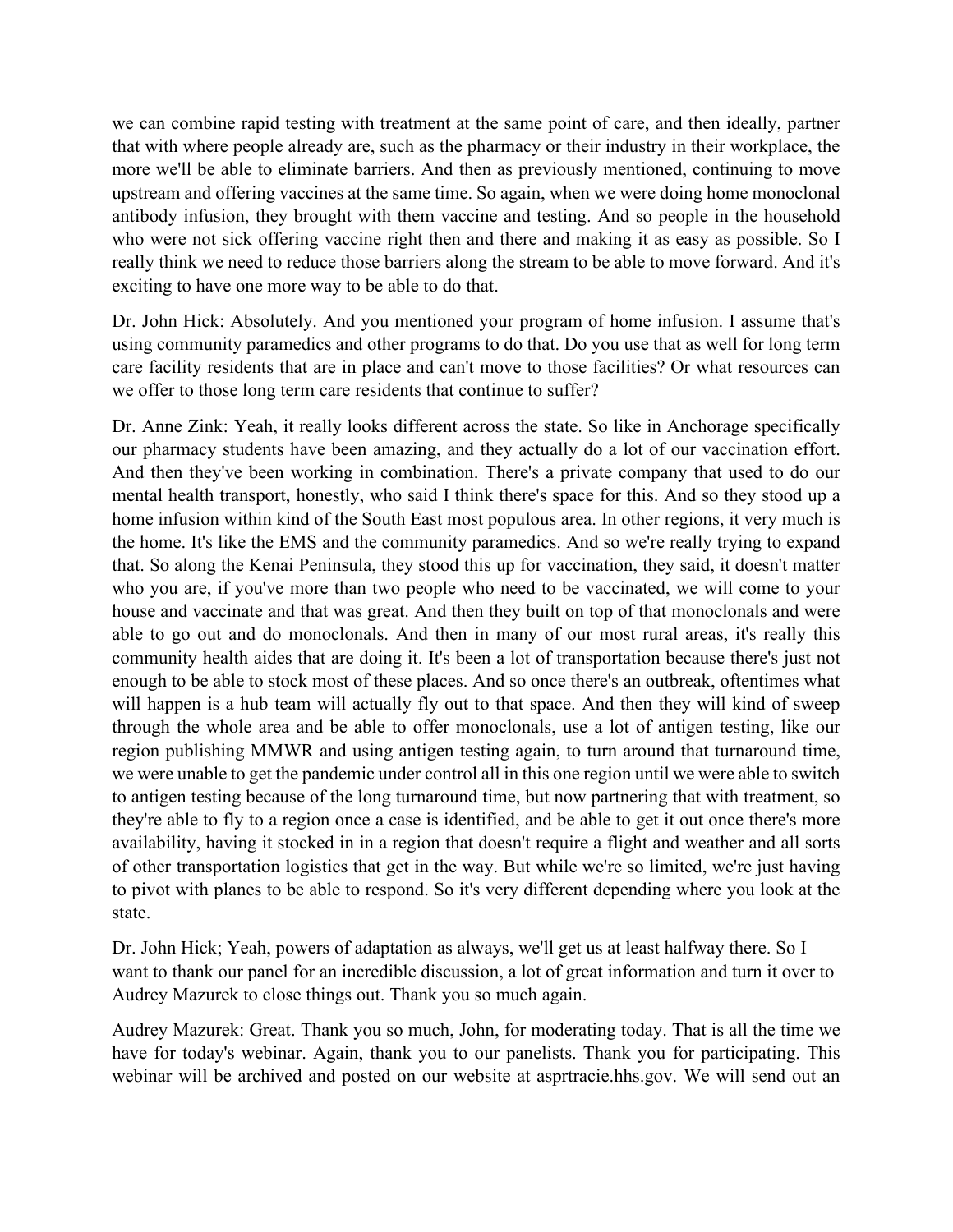we can combine rapid testing with treatment at the same point of care, and then ideally, partner that with where people already are, such as the pharmacy or their industry in their workplace, the more we'll be able to eliminate barriers. And then as previously mentioned, continuing to move upstream and offering vaccines at the same time. So again, when we were doing home monoclonal antibody infusion, they brought with them vaccine and testing. And so people in the household who were not sick offering vaccine right then and there and making it as easy as possible. So I really think we need to reduce those barriers along the stream to be able to move forward. And it's exciting to have one more way to be able to do that.

Dr. John Hick: Absolutely. And you mentioned your program of home infusion. I assume that's using community paramedics and other programs to do that. Do you use that as well for long term care facility residents that are in place and can't move to those facilities? Or what resources can we offer to those long term care residents that continue to suffer?

Dr. Anne Zink: Yeah, it really looks different across the state. So like in Anchorage specifically our pharmacy students have been amazing, and they actually do a lot of our vaccination effort. And then they've been working in combination. There's a private company that used to do our mental health transport, honestly, who said I think there's space for this. And so they stood up a home infusion within kind of the South East most populous area. In other regions, it very much is the home. It's like the EMS and the community paramedics. And so we're really trying to expand that. So along the Kenai Peninsula, they stood this up for vaccination, they said, it doesn't matter who you are, if you've more than two people who need to be vaccinated, we will come to your house and vaccinate and that was great. And then they built on top of that monoclonals and were able to go out and do monoclonals. And then in many of our most rural areas, it's really this community health aides that are doing it. It's been a lot of transportation because there's just not enough to be able to stock most of these places. And so once there's an outbreak, oftentimes what will happen is a hub team will actually fly out to that space. And then they will kind of sweep through the whole area and be able to offer monoclonals, use a lot of antigen testing, like our region publishing MMWR and using antigen testing again, to turn around that turnaround time, we were unable to get the pandemic under control all in this one region until we were able to switch to antigen testing because of the long turnaround time, but now partnering that with treatment, so they're able to fly to a region once a case is identified, and be able to get it out once there's more availability, having it stocked in in a region that doesn't require a flight and weather and all sorts of other transportation logistics that get in the way. But while we're so limited, we're just having to pivot with planes to be able to respond. So it's very different depending where you look at the state.

Dr. John Hick; Yeah, powers of adaptation as always, we'll get us at least halfway there. So I want to thank our panel for an incredible discussion, a lot of great information and turn it over to Audrey Mazurek to close things out. Thank you so much again.

Audrey Mazurek: Great. Thank you so much, John, for moderating today. That is all the time we have for today's webinar. Again, thank you to our panelists. Thank you for participating. This webinar will be archived and posted on our website at asprtracie.hhs.gov. We will send out an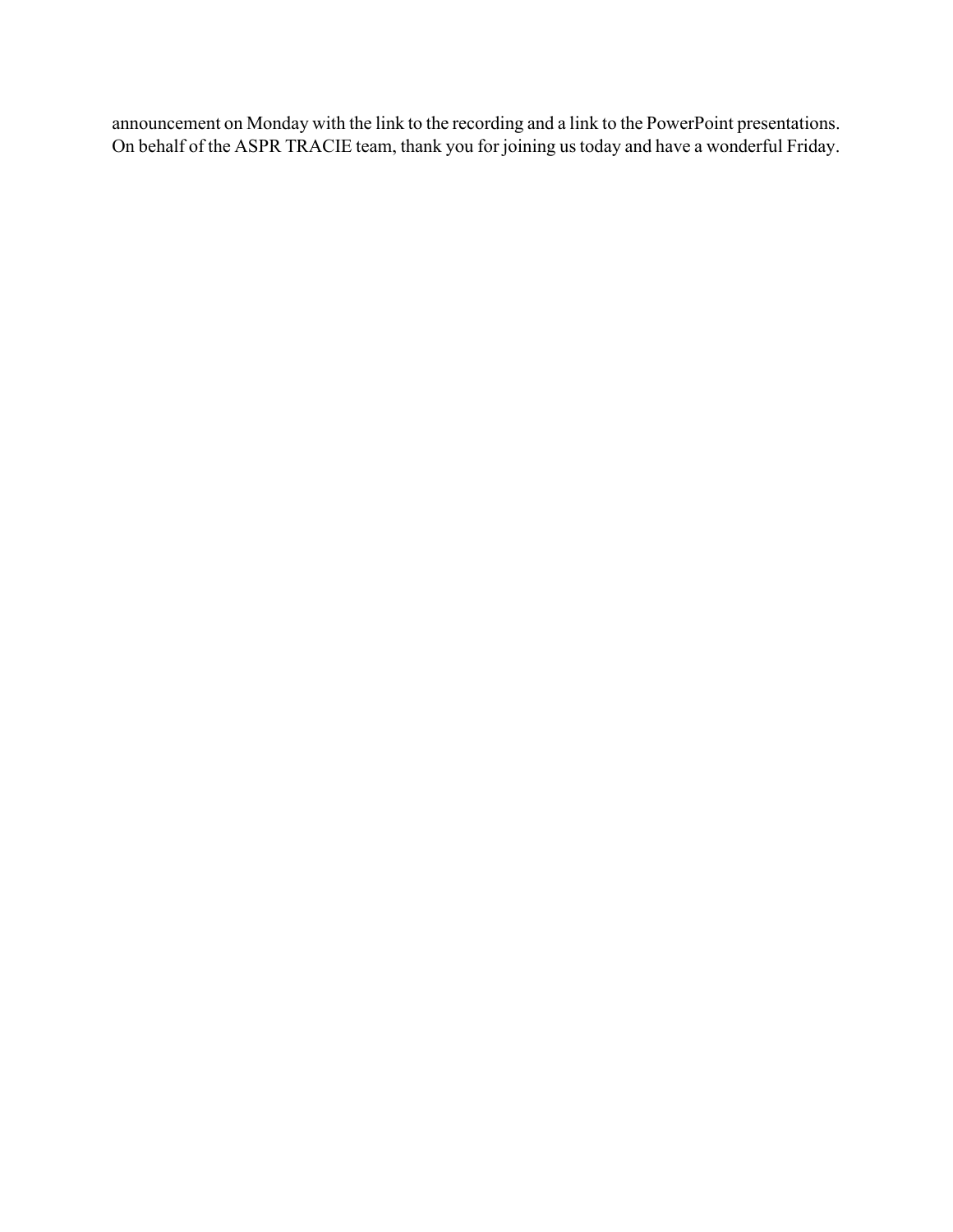announcement on Monday with the link to the recording and a link to the PowerPoint presentations. On behalf of the ASPR TRACIE team, thank you for joining us today and have a wonderful Friday.